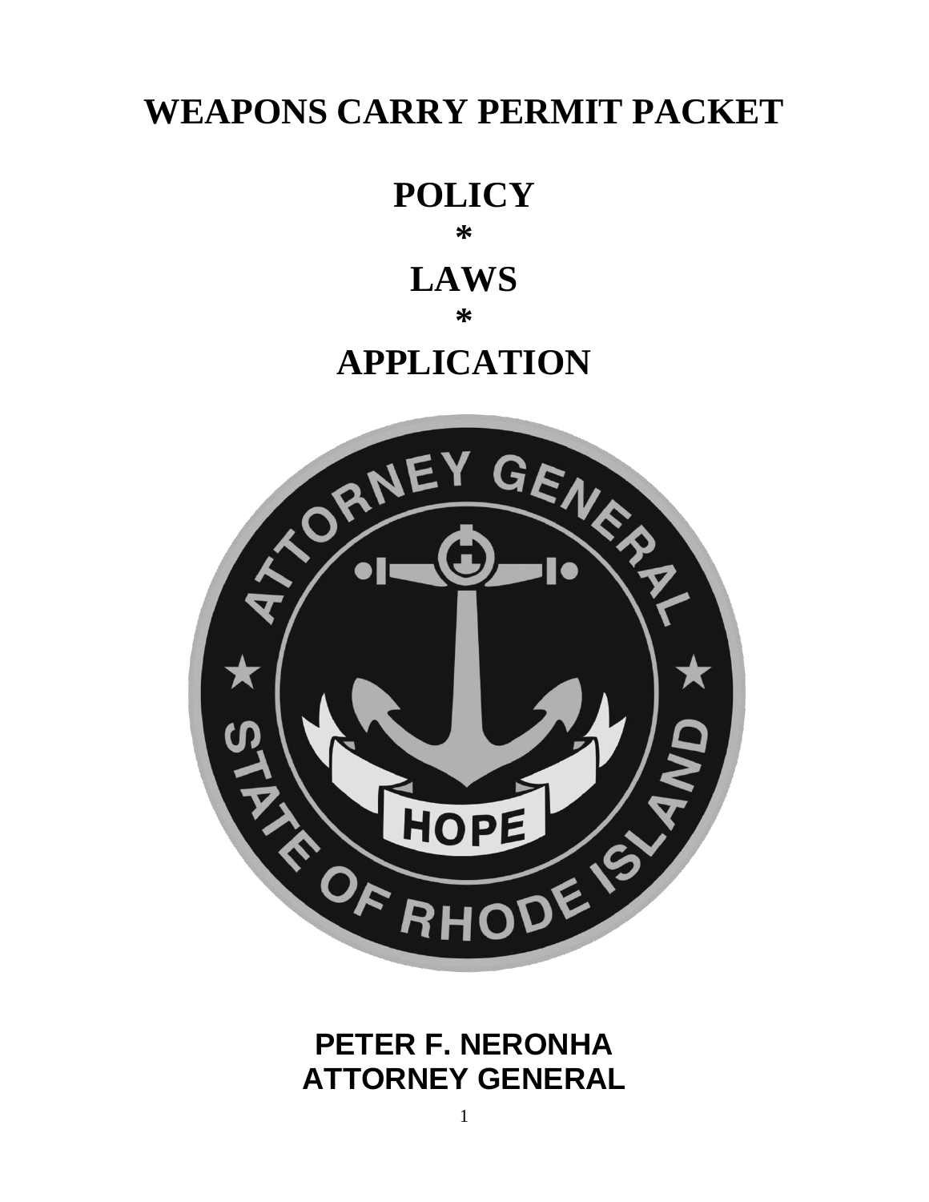# WEAPONS CARRY PERMIT PACKET

## POLICY

*

## LAWS

*

## APPLICATION

**PETER F. NERONHA**
**ATTORNEY GENERAL**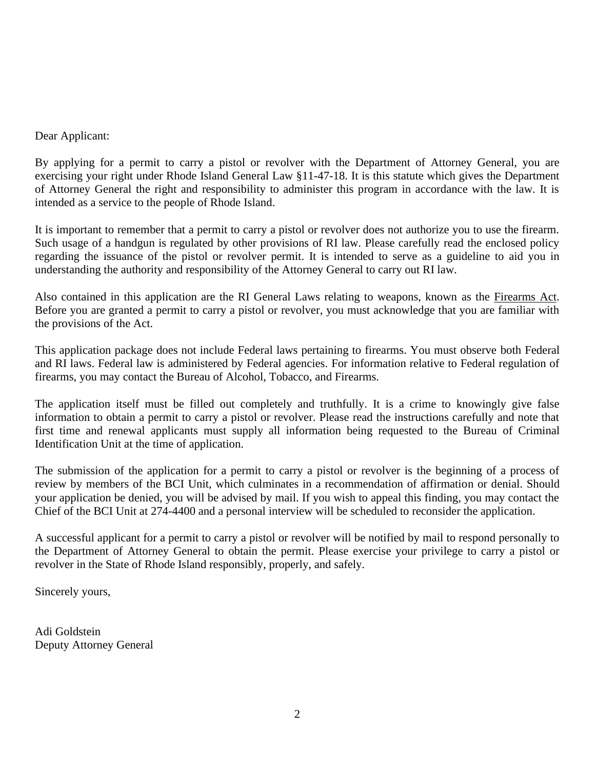Dear Applicant:

By applying for a permit to carry a pistol or revolver with the Department of Attorney General, you are exercising your right under Rhode Island General Law §11-47-18. It is this statute which gives the Department of Attorney General the right and responsibility to administer this program in accordance with the law. It is intended as a service to the people of Rhode Island.

It is important to remember that a permit to carry a pistol or revolver does not authorize you to use the firearm. Such usage of a handgun is regulated by other provisions of RI law. Please carefully read the enclosed policy regarding the issuance of the pistol or revolver permit. It is intended to serve as a guideline to aid you in understanding the authority and responsibility of the Attorney General to carry out RI law.

Also contained in this application are the RI General Laws relating to weapons, known as the Firearms Act. Before you are granted a permit to carry a pistol or revolver, you must acknowledge that you are familiar with the provisions of the Act.

This application package does not include Federal laws pertaining to firearms. You must observe both Federal and RI laws. Federal law is administered by Federal agencies. For information relative to Federal regulation of firearms, you may contact the Bureau of Alcohol, Tobacco, and Firearms.

The application itself must be filled out completely and truthfully. It is a crime to knowingly give false information to obtain a permit to carry a pistol or revolver. Please read the instructions carefully and note that first time and renewal applicants must supply all information being requested to the Bureau of Criminal Identification Unit at the time of application.

The submission of the application for a permit to carry a pistol or revolver is the beginning of a process of review by members of the BCI Unit, which culminates in a recommendation of affirmation or denial. Should your application be denied, you will be advised by mail. If you wish to appeal this finding, you may contact the Chief of the BCI Unit at 274-4400 and a personal interview will be scheduled to reconsider the application.

A successful applicant for a permit to carry a pistol or revolver will be notified by mail to respond personally to the Department of Attorney General to obtain the permit. Please exercise your privilege to carry a pistol or revolver in the State of Rhode Island responsibly, properly, and safely.

Sincerely yours,

Adi Goldstein
Deputy Attorney General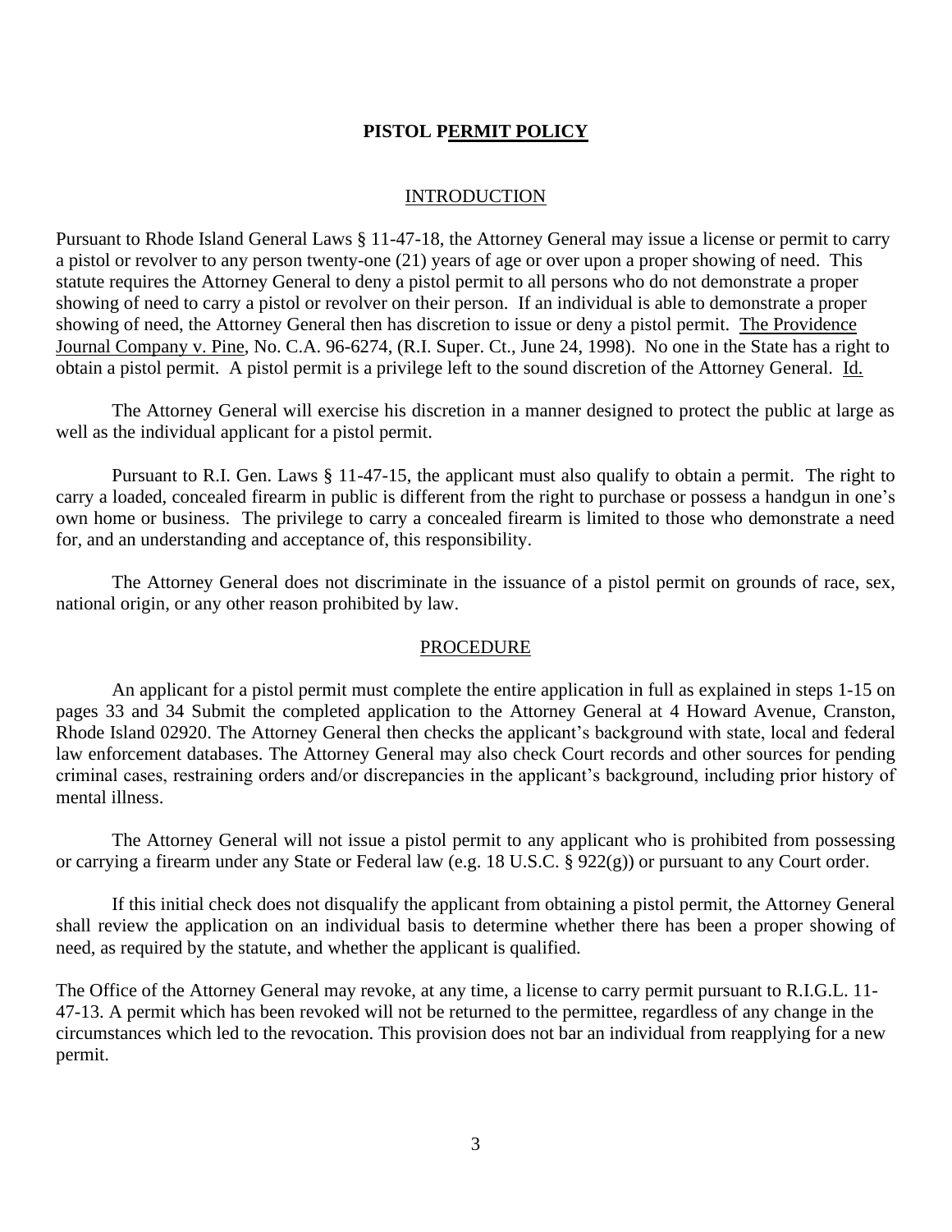# PISTOL PERMIT POLICY

## INTRODUCTION

Pursuant to Rhode Island General Laws § 11-47-18, the Attorney General may issue a license or permit to carry a pistol or revolver to any person twenty-one (21) years of age or over upon a proper showing of need. This statute requires the Attorney General to deny a pistol permit to all persons who do not demonstrate a proper showing of need to carry a pistol or revolver on their person. If an individual is able to demonstrate a proper showing of need, the Attorney General then has discretion to issue or deny a pistol permit. The Providence Journal Company v. Pine, No. C.A. 96-6274, (R.I. Super. Ct., June 24, 1998). No one in the State has a right to obtain a pistol permit. A pistol permit is a privilege left to the sound discretion of the Attorney General. Id.

The Attorney General will exercise his discretion in a manner designed to protect the public at large as well as the individual applicant for a pistol permit.

Pursuant to R.I. Gen. Laws § 11-47-15, the applicant must also qualify to obtain a permit. The right to carry a loaded, concealed firearm in public is different from the right to purchase or possess a handgun in one's own home or business. The privilege to carry a concealed firearm is limited to those who demonstrate a need for, and an understanding and acceptance of, this responsibility.

The Attorney General does not discriminate in the issuance of a pistol permit on grounds of race, sex, national origin, or any other reason prohibited by law.

## PROCEDURE

An applicant for a pistol permit must complete the entire application in full as explained in steps 1-15 on pages 33 and 34 Submit the completed application to the Attorney General at 4 Howard Avenue, Cranston, Rhode Island 02920. The Attorney General then checks the applicant's background with state, local and federal law enforcement databases. The Attorney General may also check Court records and other sources for pending criminal cases, restraining orders and/or discrepancies in the applicant's background, including prior history of mental illness.

The Attorney General will not issue a pistol permit to any applicant who is prohibited from possessing or carrying a firearm under any State or Federal law (e.g. 18 U.S.C. § 922(g)) or pursuant to any Court order.

If this initial check does not disqualify the applicant from obtaining a pistol permit, the Attorney General shall review the application on an individual basis to determine whether there has been a proper showing of need, as required by the statute, and whether the applicant is qualified.

The Office of the Attorney General may revoke, at any time, a license to carry permit pursuant to R.I.G.L. 11-47-13. A permit which has been revoked will not be returned to the permittee, regardless of any change in the circumstances which led to the revocation. This provision does not bar an individual from reapplying for a new permit.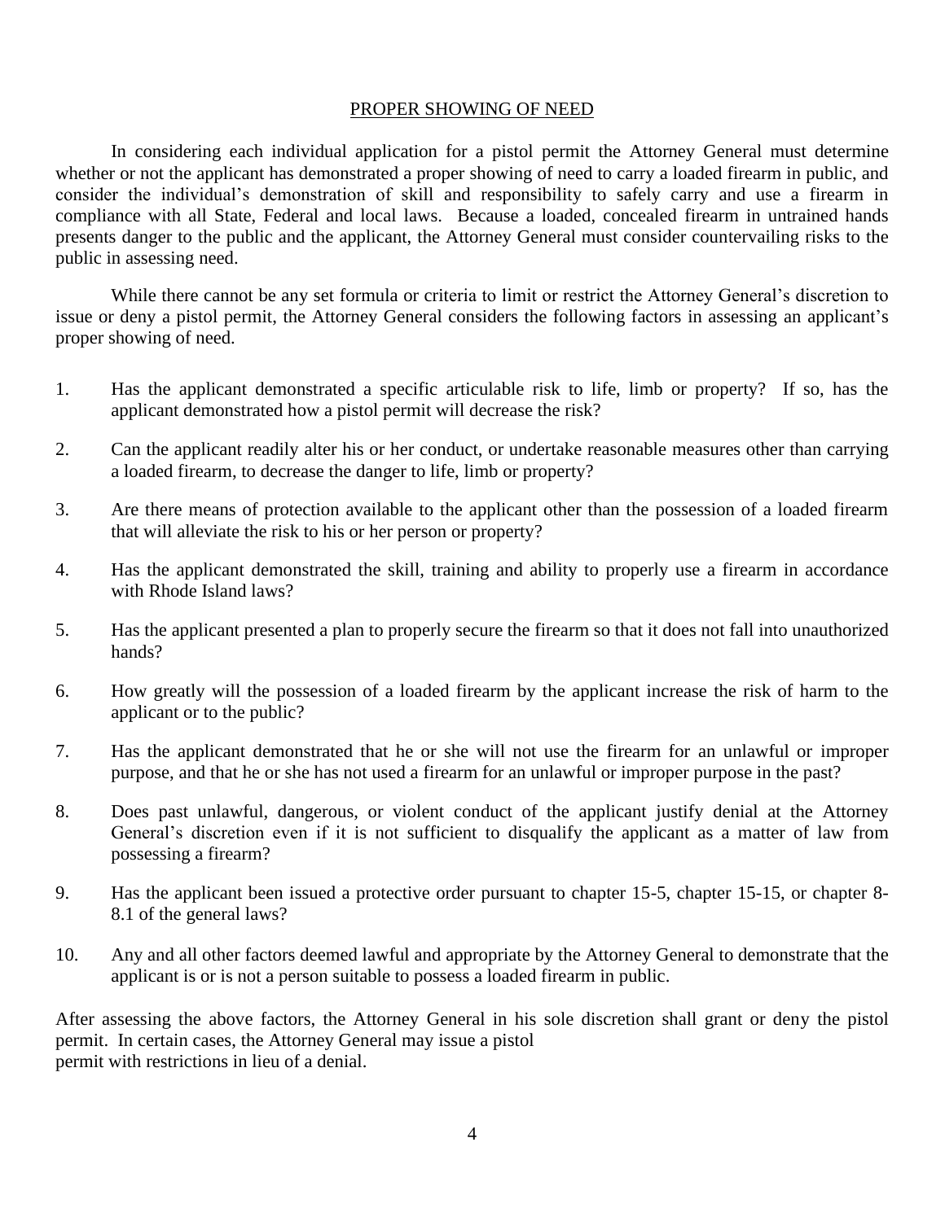## PROPER SHOWING OF NEED

In considering each individual application for a pistol permit the Attorney General must determine whether or not the applicant has demonstrated a proper showing of need to carry a loaded firearm in public, and consider the individual's demonstration of skill and responsibility to safely carry and use a firearm in compliance with all State, Federal and local laws. Because a loaded, concealed firearm in untrained hands presents danger to the public and the applicant, the Attorney General must consider countervailing risks to the public in assessing need.

While there cannot be any set formula or criteria to limit or restrict the Attorney General's discretion to issue or deny a pistol permit, the Attorney General considers the following factors in assessing an applicant's proper showing of need.

1. Has the applicant demonstrated a specific articulable risk to life, limb or property? If so, has the applicant demonstrated how a pistol permit will decrease the risk?
2. Can the applicant readily alter his or her conduct, or undertake reasonable measures other than carrying a loaded firearm, to decrease the danger to life, limb or property?
3. Are there means of protection available to the applicant other than the possession of a loaded firearm that will alleviate the risk to his or her person or property?
4. Has the applicant demonstrated the skill, training and ability to properly use a firearm in accordance with Rhode Island laws?
5. Has the applicant presented a plan to properly secure the firearm so that it does not fall into unauthorized hands?
6. How greatly will the possession of a loaded firearm by the applicant increase the risk of harm to the applicant or to the public?
7. Has the applicant demonstrated that he or she will not use the firearm for an unlawful or improper purpose, and that he or she has not used a firearm for an unlawful or improper purpose in the past?
8. Does past unlawful, dangerous, or violent conduct of the applicant justify denial at the Attorney General's discretion even if it is not sufficient to disqualify the applicant as a matter of law from possessing a firearm?
9. Has the applicant been issued a protective order pursuant to chapter 15-5, chapter 15-15, or chapter 8-8.1 of the general laws?
10. Any and all other factors deemed lawful and appropriate by the Attorney General to demonstrate that the applicant is or is not a person suitable to possess a loaded firearm in public.

After assessing the above factors, the Attorney General in his sole discretion shall grant or deny the pistol permit. In certain cases, the Attorney General may issue a pistol permit with restrictions in lieu of a denial.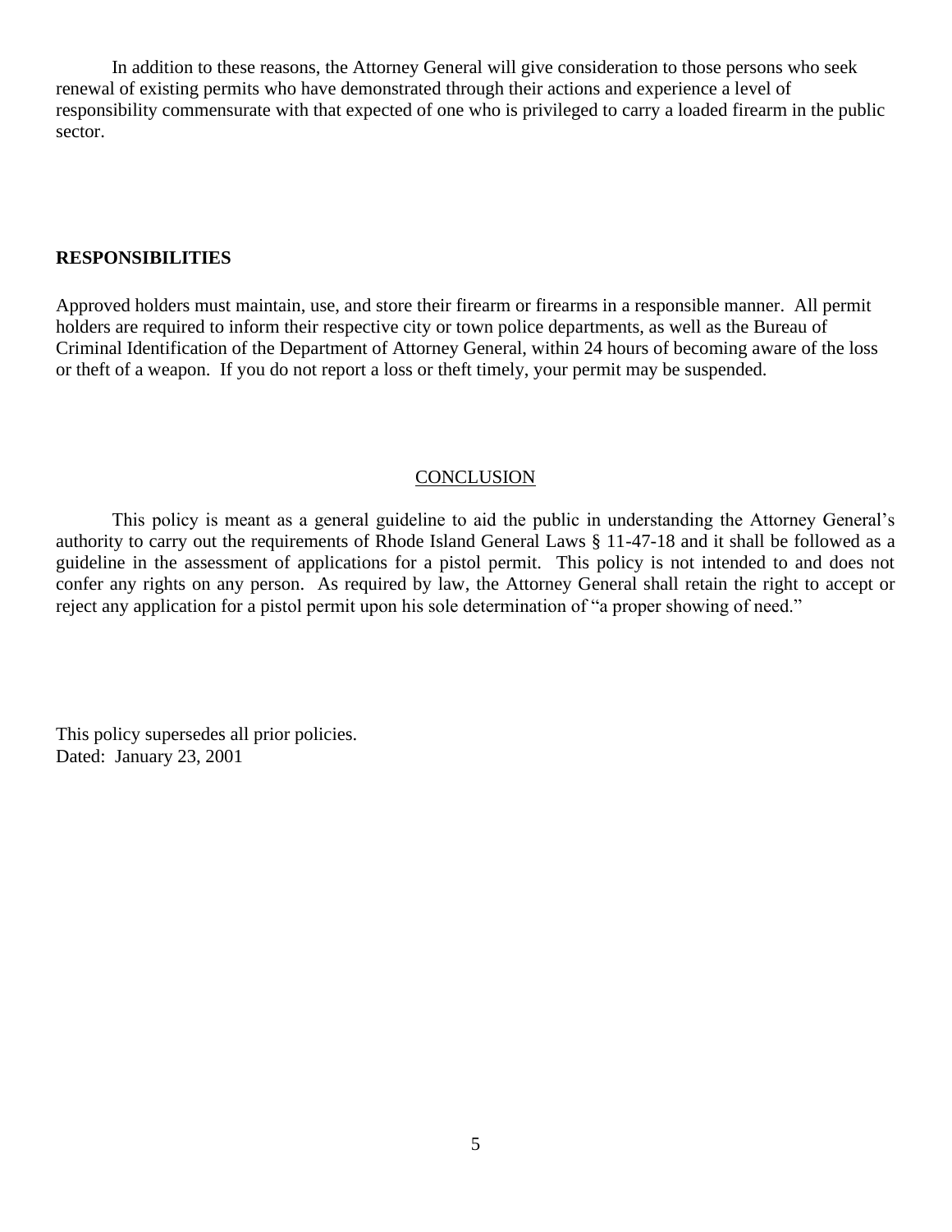In addition to these reasons, the Attorney General will give consideration to those persons who seek renewal of existing permits who have demonstrated through their actions and experience a level of responsibility commensurate with that expected of one who is privileged to carry a loaded firearm in the public sector.

**RESPONSIBILITIES**

Approved holders must maintain, use, and store their firearm or firearms in a responsible manner. All permit holders are required to inform their respective city or town police departments, as well as the Bureau of Criminal Identification of the Department of Attorney General, within 24 hours of becoming aware of the loss or theft of a weapon. If you do not report a loss or theft timely, your permit may be suspended.

## CONCLUSION

This policy is meant as a general guideline to aid the public in understanding the Attorney General's authority to carry out the requirements of Rhode Island General Laws § 11-47-18 and it shall be followed as a guideline in the assessment of applications for a pistol permit. This policy is not intended to and does not confer any rights on any person. As required by law, the Attorney General shall retain the right to accept or reject any application for a pistol permit upon his sole determination of "a proper showing of need."

This policy supersedes all prior policies.
Dated: January 23, 2001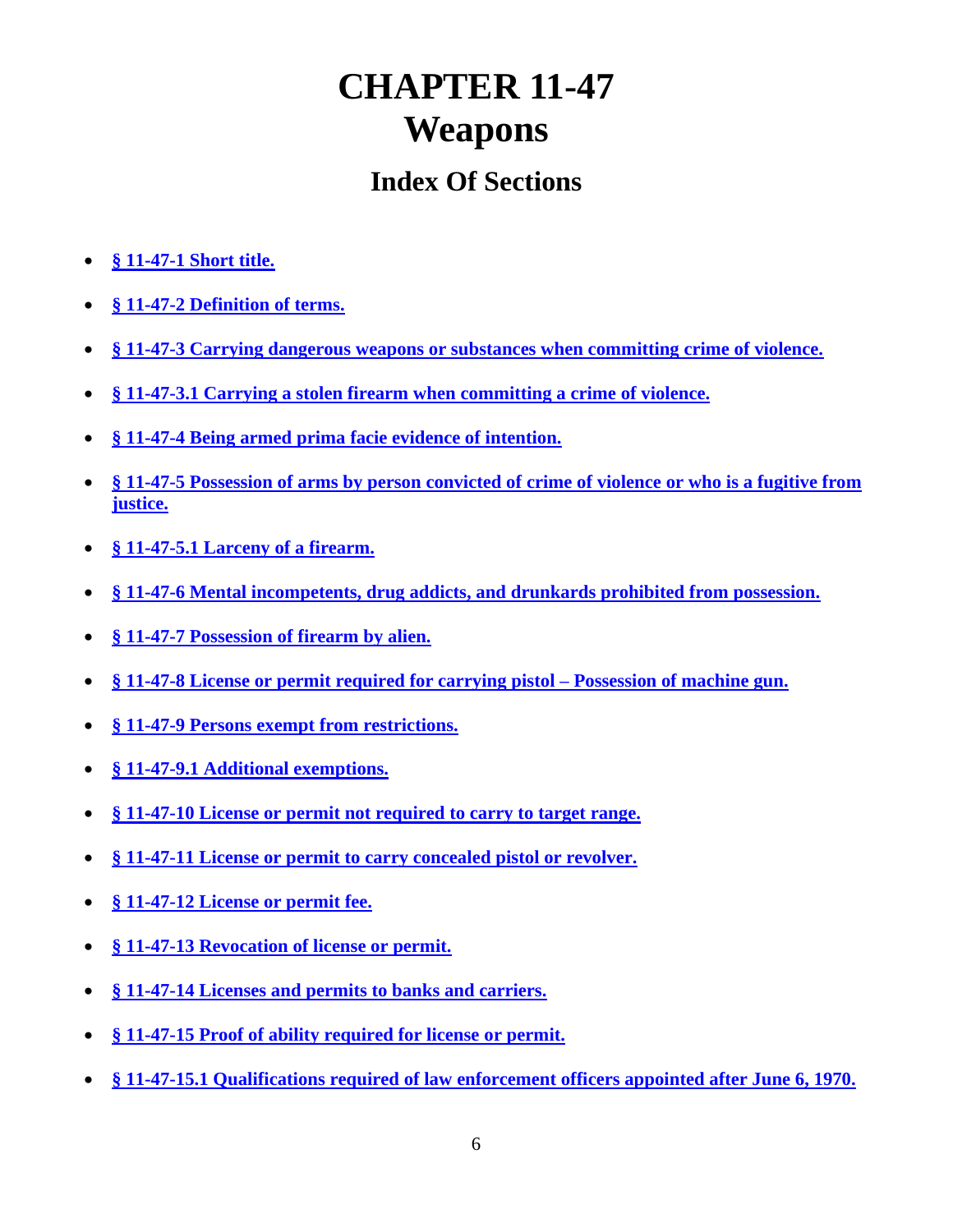# CHAPTER 11-47
# Weapons

## Index Of Sections

- **§ 11-47-1 Short title.**
- **§ 11-47-2 Definition of terms.**
- **§ 11-47-3 Carrying dangerous weapons or substances when committing crime of violence.**
- **§ 11-47-3.1 Carrying a stolen firearm when committing a crime of violence.**
- **§ 11-47-4 Being armed prima facie evidence of intention.**
- **§ 11-47-5 Possession of arms by person convicted of crime of violence or who is a fugitive from justice.**
- **§ 11-47-5.1 Larceny of a firearm.**
- **§ 11-47-6 Mental incompetents, drug addicts, and drunkards prohibited from possession.**
- **§ 11-47-7 Possession of firearm by alien.**
- **§ 11-47-8 License or permit required for carrying pistol – Possession of machine gun.**
- **§ 11-47-9 Persons exempt from restrictions.**
- **§ 11-47-9.1 Additional exemptions.**
- **§ 11-47-10 License or permit not required to carry to target range.**
- **§ 11-47-11 License or permit to carry concealed pistol or revolver.**
- **§ 11-47-12 License or permit fee.**
- **§ 11-47-13 Revocation of license or permit.**
- **§ 11-47-14 Licenses and permits to banks and carriers.**
- **§ 11-47-15 Proof of ability required for license or permit.**
- **§ 11-47-15.1 Qualifications required of law enforcement officers appointed after June 6, 1970.**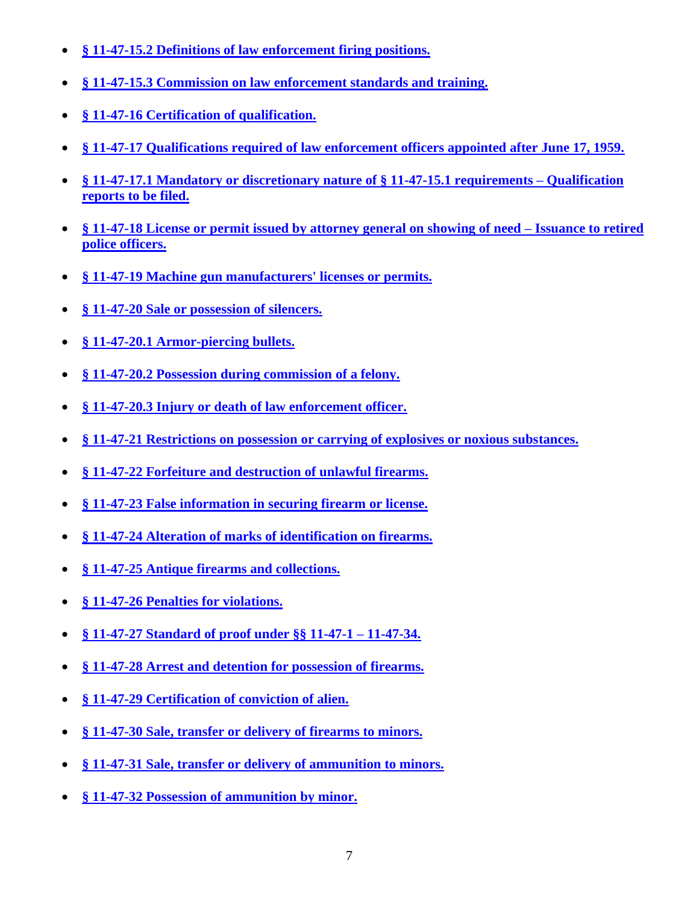- **§ 11-47-15.2 Definitions of law enforcement firing positions.**
- **§ 11-47-15.3 Commission on law enforcement standards and training.**
- **§ 11-47-16 Certification of qualification.**
- **§ 11-47-17 Qualifications required of law enforcement officers appointed after June 17, 1959.**
- **§ 11-47-17.1 Mandatory or discretionary nature of § 11-47-15.1 requirements – Qualification reports to be filed.**
- **§ 11-47-18 License or permit issued by attorney general on showing of need – Issuance to retired police officers.**
- **§ 11-47-19 Machine gun manufacturers' licenses or permits.**
- **§ 11-47-20 Sale or possession of silencers.**
- **§ 11-47-20.1 Armor-piercing bullets.**
- **§ 11-47-20.2 Possession during commission of a felony.**
- **§ 11-47-20.3 Injury or death of law enforcement officer.**
- **§ 11-47-21 Restrictions on possession or carrying of explosives or noxious substances.**
- **§ 11-47-22 Forfeiture and destruction of unlawful firearms.**
- **§ 11-47-23 False information in securing firearm or license.**
- **§ 11-47-24 Alteration of marks of identification on firearms.**
- **§ 11-47-25 Antique firearms and collections.**
- **§ 11-47-26 Penalties for violations.**
- **§ 11-47-27 Standard of proof under §§ 11-47-1 – 11-47-34.**
- **§ 11-47-28 Arrest and detention for possession of firearms.**
- **§ 11-47-29 Certification of conviction of alien.**
- **§ 11-47-30 Sale, transfer or delivery of firearms to minors.**
- **§ 11-47-31 Sale, transfer or delivery of ammunition to minors.**
- **§ 11-47-32 Possession of ammunition by minor.**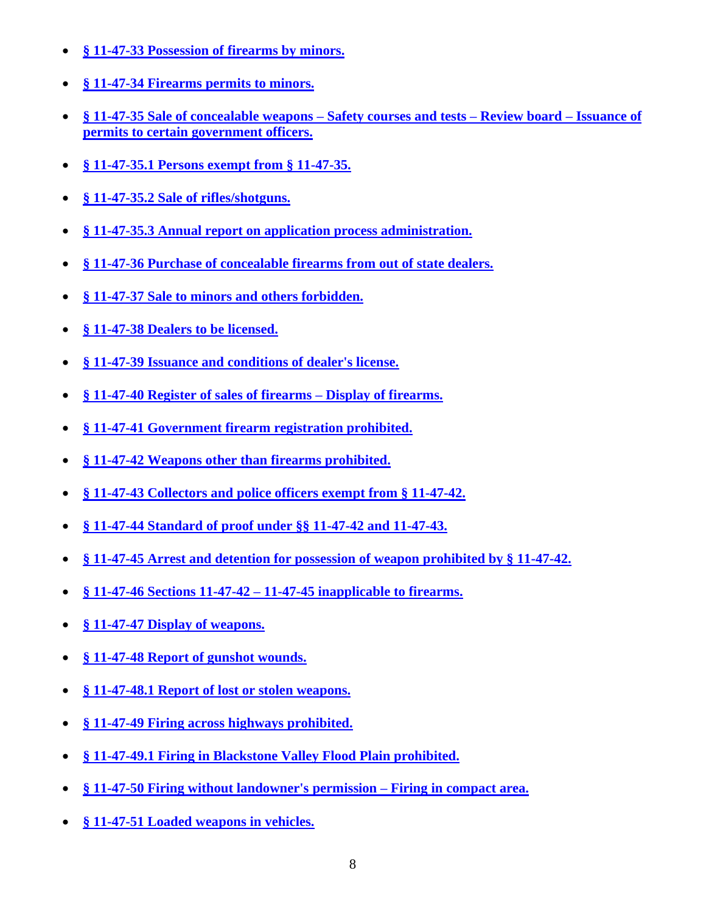- **§ 11-47-33 Possession of firearms by minors.**
- **§ 11-47-34 Firearms permits to minors.**
- **§ 11-47-35 Sale of concealable weapons – Safety courses and tests – Review board – Issuance of permits to certain government officers.**
- **§ 11-47-35.1 Persons exempt from § 11-47-35.**
- **§ 11-47-35.2 Sale of rifles/shotguns.**
- **§ 11-47-35.3 Annual report on application process administration.**
- **§ 11-47-36 Purchase of concealable firearms from out of state dealers.**
- **§ 11-47-37 Sale to minors and others forbidden.**
- **§ 11-47-38 Dealers to be licensed.**
- **§ 11-47-39 Issuance and conditions of dealer's license.**
- **§ 11-47-40 Register of sales of firearms – Display of firearms.**
- **§ 11-47-41 Government firearm registration prohibited.**
- **§ 11-47-42 Weapons other than firearms prohibited.**
- **§ 11-47-43 Collectors and police officers exempt from § 11-47-42.**
- **§ 11-47-44 Standard of proof under §§ 11-47-42 and 11-47-43.**
- **§ 11-47-45 Arrest and detention for possession of weapon prohibited by § 11-47-42.**
- **§ 11-47-46 Sections 11-47-42 – 11-47-45 inapplicable to firearms.**
- **§ 11-47-47 Display of weapons.**
- **§ 11-47-48 Report of gunshot wounds.**
- **§ 11-47-48.1 Report of lost or stolen weapons.**
- **§ 11-47-49 Firing across highways prohibited.**
- **§ 11-47-49.1 Firing in Blackstone Valley Flood Plain prohibited.**
- **§ 11-47-50 Firing without landowner's permission – Firing in compact area.**
- **§ 11-47-51 Loaded weapons in vehicles.**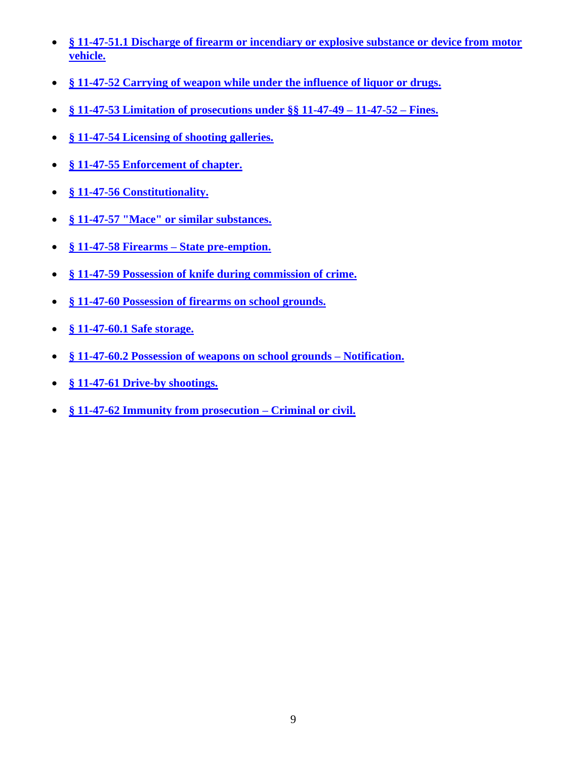- **§ 11-47-51.1 Discharge of firearm or incendiary or explosive substance or device from motor vehicle.**
- **§ 11-47-52 Carrying of weapon while under the influence of liquor or drugs.**
- **§ 11-47-53 Limitation of prosecutions under §§ 11-47-49 – 11-47-52 – Fines.**
- **§ 11-47-54 Licensing of shooting galleries.**
- **§ 11-47-55 Enforcement of chapter.**
- **§ 11-47-56 Constitutionality.**
- **§ 11-47-57 "Mace" or similar substances.**
- **§ 11-47-58 Firearms – State pre-emption.**
- **§ 11-47-59 Possession of knife during commission of crime.**
- **§ 11-47-60 Possession of firearms on school grounds.**
- **§ 11-47-60.1 Safe storage.**
- **§ 11-47-60.2 Possession of weapons on school grounds – Notification.**
- **§ 11-47-61 Drive-by shootings.**
- **§ 11-47-62 Immunity from prosecution – Criminal or civil.**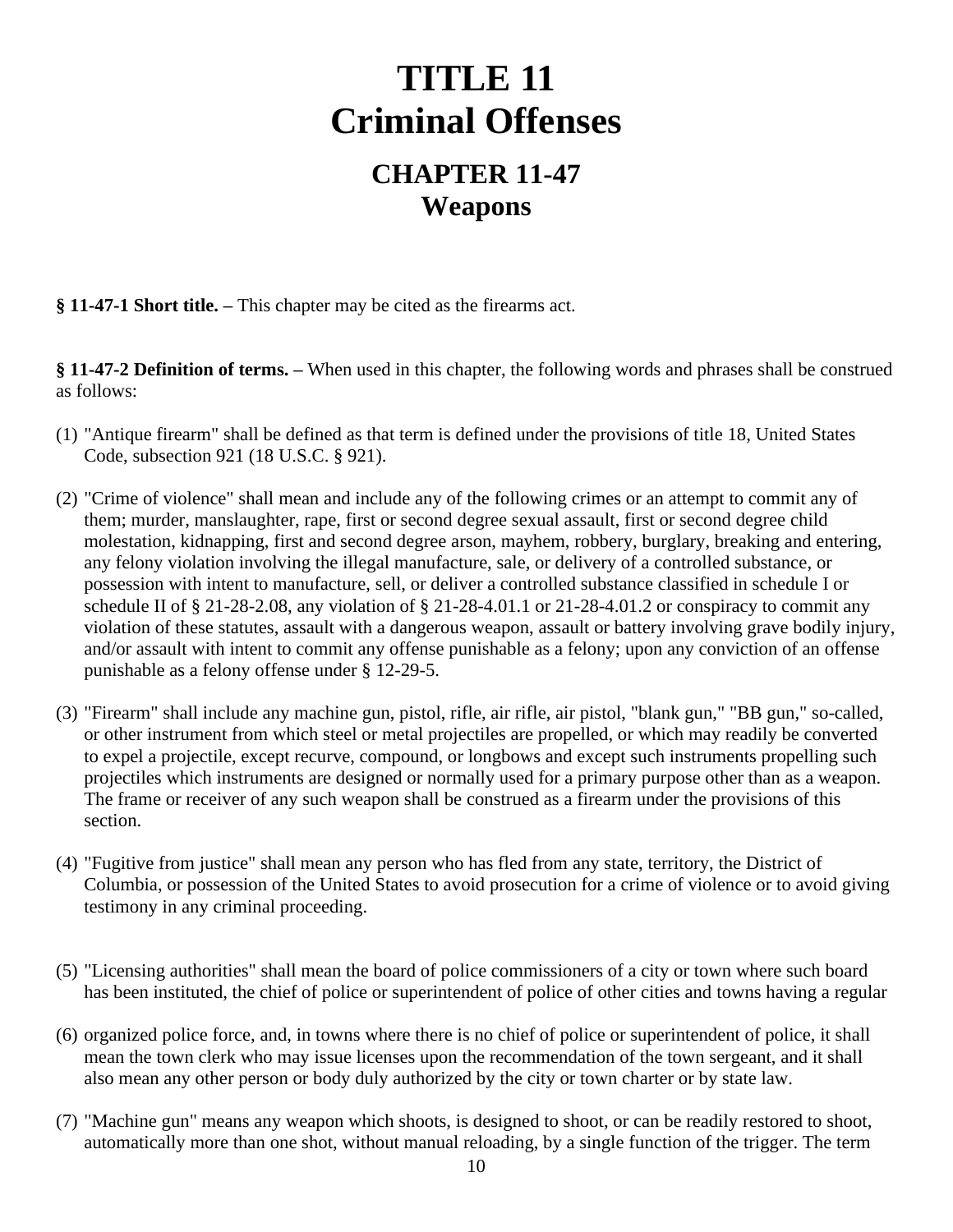# TITLE 11
# Criminal Offenses

## CHAPTER 11-47
## Weapons

**§ 11-47-1 Short title. –** This chapter may be cited as the firearms act.

**§ 11-47-2 Definition of terms. –** When used in this chapter, the following words and phrases shall be construed as follows:

(1) "Antique firearm" shall be defined as that term is defined under the provisions of title 18, United States Code, subsection 921 (18 U.S.C. § 921).

(2) "Crime of violence" shall mean and include any of the following crimes or an attempt to commit any of them; murder, manslaughter, rape, first or second degree sexual assault, first or second degree child molestation, kidnapping, first and second degree arson, mayhem, robbery, burglary, breaking and entering, any felony violation involving the illegal manufacture, sale, or delivery of a controlled substance, or possession with intent to manufacture, sell, or deliver a controlled substance classified in schedule I or schedule II of § 21-28-2.08, any violation of § 21-28-4.01.1 or 21-28-4.01.2 or conspiracy to commit any violation of these statutes, assault with a dangerous weapon, assault or battery involving grave bodily injury, and/or assault with intent to commit any offense punishable as a felony; upon any conviction of an offense punishable as a felony offense under § 12-29-5.

(3) "Firearm" shall include any machine gun, pistol, rifle, air rifle, air pistol, "blank gun," "BB gun," so-called, or other instrument from which steel or metal projectiles are propelled, or which may readily be converted to expel a projectile, except recurve, compound, or longbows and except such instruments propelling such projectiles which instruments are designed or normally used for a primary purpose other than as a weapon. The frame or receiver of any such weapon shall be construed as a firearm under the provisions of this section.

(4) "Fugitive from justice" shall mean any person who has fled from any state, territory, the District of Columbia, or possession of the United States to avoid prosecution for a crime of violence or to avoid giving testimony in any criminal proceeding.

(5) "Licensing authorities" shall mean the board of police commissioners of a city or town where such board has been instituted, the chief of police or superintendent of police of other cities and towns having a regular

(6) organized police force, and, in towns where there is no chief of police or superintendent of police, it shall mean the town clerk who may issue licenses upon the recommendation of the town sergeant, and it shall also mean any other person or body duly authorized by the city or town charter or by state law.

(7) "Machine gun" means any weapon which shoots, is designed to shoot, or can be readily restored to shoot, automatically more than one shot, without manual reloading, by a single function of the trigger. The term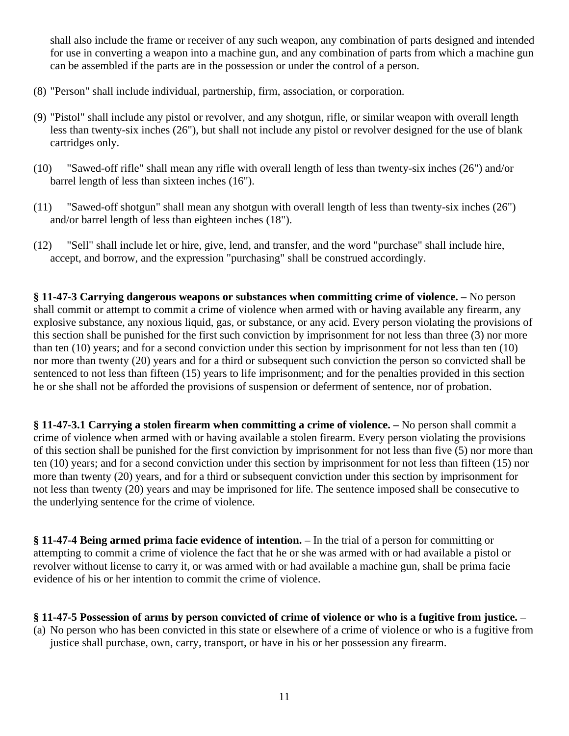shall also include the frame or receiver of any such weapon, any combination of parts designed and intended for use in converting a weapon into a machine gun, and any combination of parts from which a machine gun can be assembled if the parts are in the possession or under the control of a person.

(8) "Person" shall include individual, partnership, firm, association, or corporation.

(9) "Pistol" shall include any pistol or revolver, and any shotgun, rifle, or similar weapon with overall length less than twenty-six inches (26"), but shall not include any pistol or revolver designed for the use of blank cartridges only.

(10) "Sawed-off rifle" shall mean any rifle with overall length of less than twenty-six inches (26") and/or barrel length of less than sixteen inches (16").

(11) "Sawed-off shotgun" shall mean any shotgun with overall length of less than twenty-six inches (26") and/or barrel length of less than eighteen inches (18").

(12) "Sell" shall include let or hire, give, lend, and transfer, and the word "purchase" shall include hire, accept, and borrow, and the expression "purchasing" shall be construed accordingly.

**§ 11-47-3 Carrying dangerous weapons or substances when committing crime of violence. –** No person shall commit or attempt to commit a crime of violence when armed with or having available any firearm, any explosive substance, any noxious liquid, gas, or substance, or any acid. Every person violating the provisions of this section shall be punished for the first such conviction by imprisonment for not less than three (3) nor more than ten (10) years; and for a second conviction under this section by imprisonment for not less than ten (10) nor more than twenty (20) years and for a third or subsequent such conviction the person so convicted shall be sentenced to not less than fifteen (15) years to life imprisonment; and for the penalties provided in this section he or she shall not be afforded the provisions of suspension or deferment of sentence, nor of probation.

**§ 11-47-3.1 Carrying a stolen firearm when committing a crime of violence. –** No person shall commit a crime of violence when armed with or having available a stolen firearm. Every person violating the provisions of this section shall be punished for the first conviction by imprisonment for not less than five (5) nor more than ten (10) years; and for a second conviction under this section by imprisonment for not less than fifteen (15) nor more than twenty (20) years, and for a third or subsequent conviction under this section by imprisonment for not less than twenty (20) years and may be imprisoned for life. The sentence imposed shall be consecutive to the underlying sentence for the crime of violence.

**§ 11-47-4 Being armed prima facie evidence of intention. –** In the trial of a person for committing or attempting to commit a crime of violence the fact that he or she was armed with or had available a pistol or revolver without license to carry it, or was armed with or had available a machine gun, shall be prima facie evidence of his or her intention to commit the crime of violence.

**§ 11-47-5 Possession of arms by person convicted of crime of violence or who is a fugitive from justice. –**

(a) No person who has been convicted in this state or elsewhere of a crime of violence or who is a fugitive from justice shall purchase, own, carry, transport, or have in his or her possession any firearm.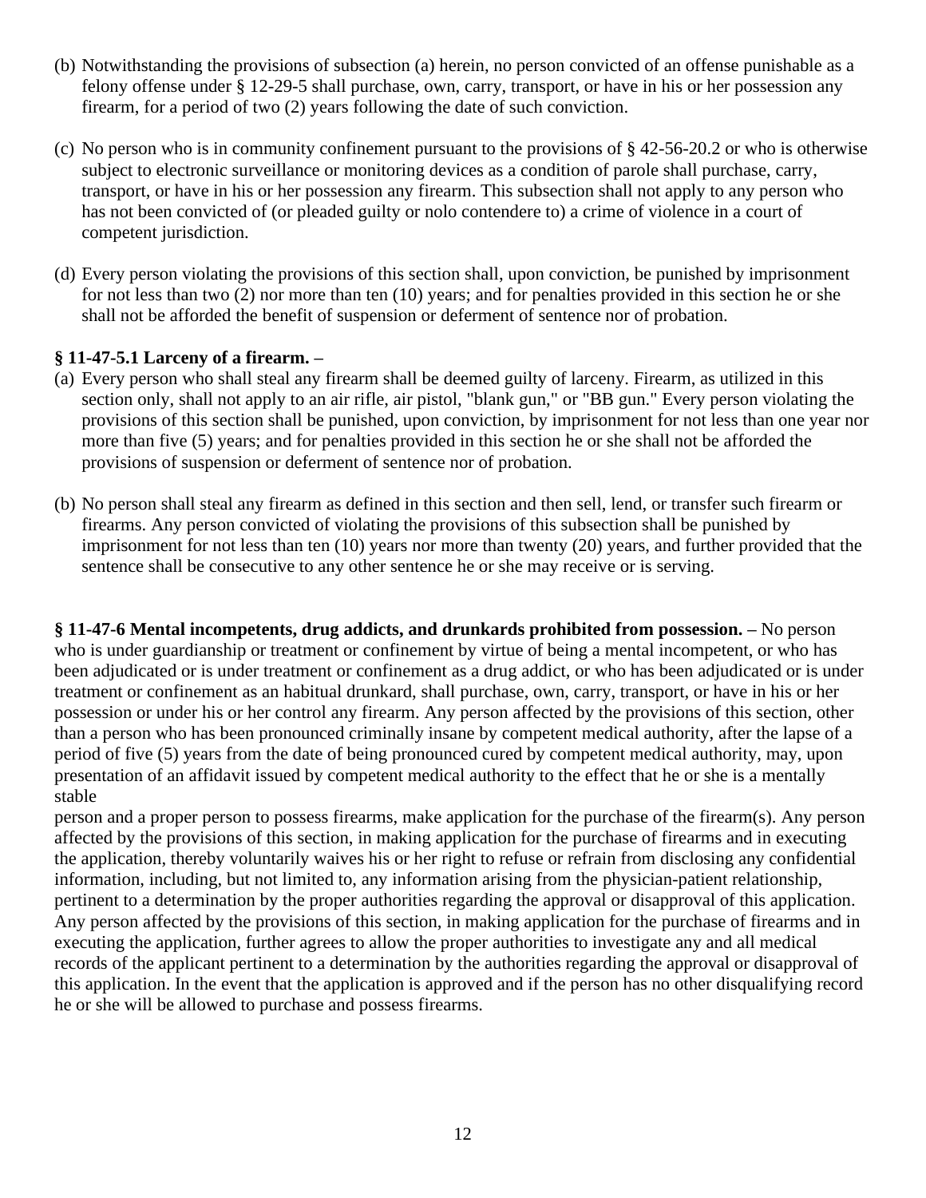(b) Notwithstanding the provisions of subsection (a) herein, no person convicted of an offense punishable as a felony offense under § 12-29-5 shall purchase, own, carry, transport, or have in his or her possession any firearm, for a period of two (2) years following the date of such conviction.

(c) No person who is in community confinement pursuant to the provisions of § 42-56-20.2 or who is otherwise subject to electronic surveillance or monitoring devices as a condition of parole shall purchase, carry, transport, or have in his or her possession any firearm. This subsection shall not apply to any person who has not been convicted of (or pleaded guilty or nolo contendere to) a crime of violence in a court of competent jurisdiction.

(d) Every person violating the provisions of this section shall, upon conviction, be punished by imprisonment for not less than two (2) nor more than ten (10) years; and for penalties provided in this section he or she shall not be afforded the benefit of suspension or deferment of sentence nor of probation.

**§ 11-47-5.1 Larceny of a firearm. –**

(a) Every person who shall steal any firearm shall be deemed guilty of larceny. Firearm, as utilized in this section only, shall not apply to an air rifle, air pistol, "blank gun," or "BB gun." Every person violating the provisions of this section shall be punished, upon conviction, by imprisonment for not less than one year nor more than five (5) years; and for penalties provided in this section he or she shall not be afforded the provisions of suspension or deferment of sentence nor of probation.

(b) No person shall steal any firearm as defined in this section and then sell, lend, or transfer such firearm or firearms. Any person convicted of violating the provisions of this subsection shall be punished by imprisonment for not less than ten (10) years nor more than twenty (20) years, and further provided that the sentence shall be consecutive to any other sentence he or she may receive or is serving.

**§ 11-47-6 Mental incompetents, drug addicts, and drunkards prohibited from possession. –** No person who is under guardianship or treatment or confinement by virtue of being a mental incompetent, or who has been adjudicated or is under treatment or confinement as a drug addict, or who has been adjudicated or is under treatment or confinement as an habitual drunkard, shall purchase, own, carry, transport, or have in his or her possession or under his or her control any firearm. Any person affected by the provisions of this section, other than a person who has been pronounced criminally insane by competent medical authority, after the lapse of a period of five (5) years from the date of being pronounced cured by competent medical authority, may, upon presentation of an affidavit issued by competent medical authority to the effect that he or she is a mentally stable person and a proper person to possess firearms, make application for the purchase of the firearm(s). Any person affected by the provisions of this section, in making application for the purchase of firearms and in executing the application, thereby voluntarily waives his or her right to refuse or refrain from disclosing any confidential information, including, but not limited to, any information arising from the physician-patient relationship, pertinent to a determination by the proper authorities regarding the approval or disapproval of this application. Any person affected by the provisions of this section, in making application for the purchase of firearms and in executing the application, further agrees to allow the proper authorities to investigate any and all medical records of the applicant pertinent to a determination by the authorities regarding the approval or disapproval of this application. In the event that the application is approved and if the person has no other disqualifying record he or she will be allowed to purchase and possess firearms.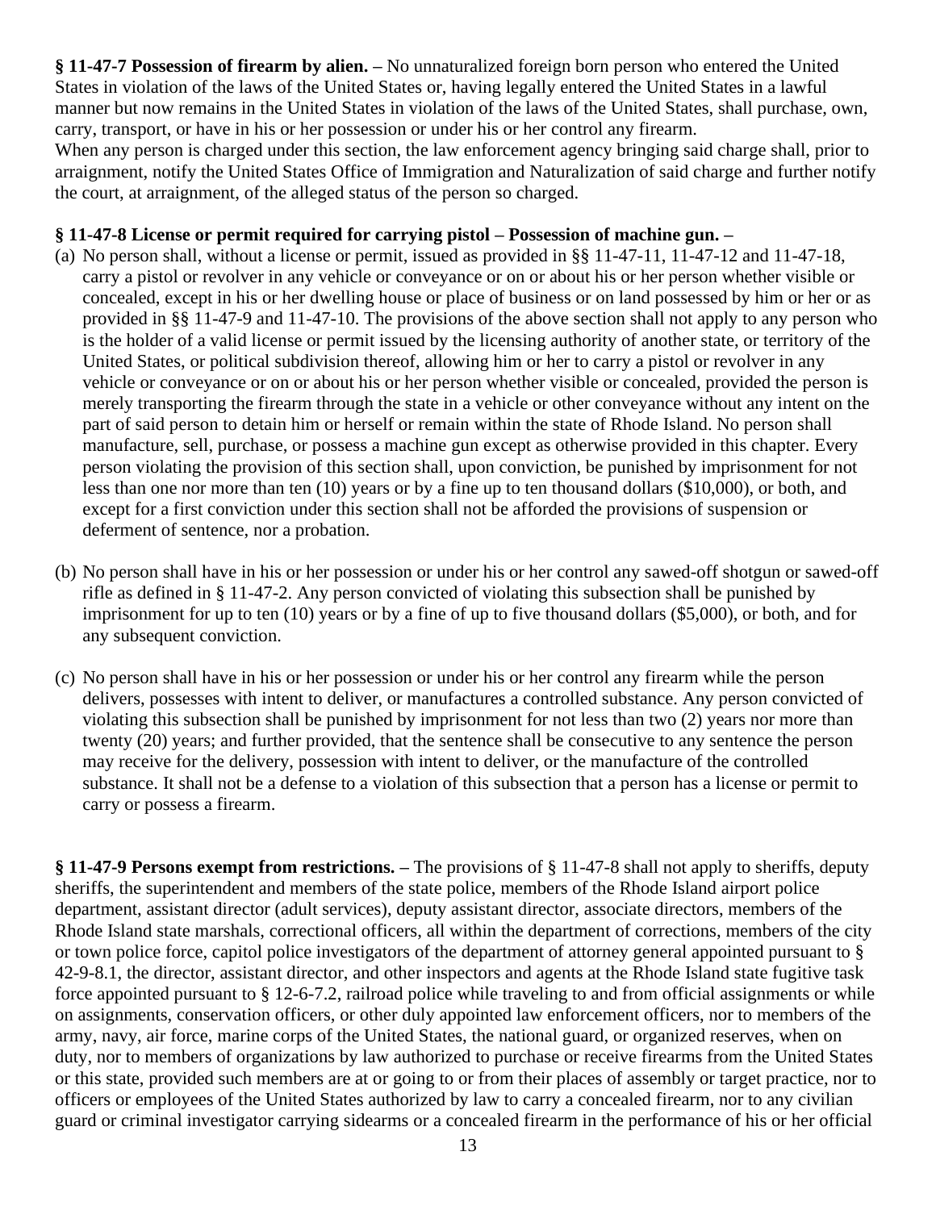**§ 11-47-7 Possession of firearm by alien. –** No unnaturalized foreign born person who entered the United States in violation of the laws of the United States or, having legally entered the United States in a lawful manner but now remains in the United States in violation of the laws of the United States, shall purchase, own, carry, transport, or have in his or her possession or under his or her control any firearm.
When any person is charged under this section, the law enforcement agency bringing said charge shall, prior to arraignment, notify the United States Office of Immigration and Naturalization of said charge and further notify the court, at arraignment, of the alleged status of the person so charged.

**§ 11-47-8 License or permit required for carrying pistol – Possession of machine gun. –**

(a) No person shall, without a license or permit, issued as provided in §§ 11-47-11, 11-47-12 and 11-47-18, carry a pistol or revolver in any vehicle or conveyance or on or about his or her person whether visible or concealed, except in his or her dwelling house or place of business or on land possessed by him or her or as provided in §§ 11-47-9 and 11-47-10. The provisions of the above section shall not apply to any person who is the holder of a valid license or permit issued by the licensing authority of another state, or territory of the United States, or political subdivision thereof, allowing him or her to carry a pistol or revolver in any vehicle or conveyance or on or about his or her person whether visible or concealed, provided the person is merely transporting the firearm through the state in a vehicle or other conveyance without any intent on the part of said person to detain him or herself or remain within the state of Rhode Island. No person shall manufacture, sell, purchase, or possess a machine gun except as otherwise provided in this chapter. Every person violating the provision of this section shall, upon conviction, be punished by imprisonment for not less than one nor more than ten (10) years or by a fine up to ten thousand dollars ($10,000), or both, and except for a first conviction under this section shall not be afforded the provisions of suspension or deferment of sentence, nor a probation.

(b) No person shall have in his or her possession or under his or her control any sawed-off shotgun or sawed-off rifle as defined in § 11-47-2. Any person convicted of violating this subsection shall be punished by imprisonment for up to ten (10) years or by a fine of up to five thousand dollars ($5,000), or both, and for any subsequent conviction.

(c) No person shall have in his or her possession or under his or her control any firearm while the person delivers, possesses with intent to deliver, or manufactures a controlled substance. Any person convicted of violating this subsection shall be punished by imprisonment for not less than two (2) years nor more than twenty (20) years; and further provided, that the sentence shall be consecutive to any sentence the person may receive for the delivery, possession with intent to deliver, or the manufacture of the controlled substance. It shall not be a defense to a violation of this subsection that a person has a license or permit to carry or possess a firearm.

**§ 11-47-9 Persons exempt from restrictions. –** The provisions of § 11-47-8 shall not apply to sheriffs, deputy sheriffs, the superintendent and members of the state police, members of the Rhode Island airport police department, assistant director (adult services), deputy assistant director, associate directors, members of the Rhode Island state marshals, correctional officers, all within the department of corrections, members of the city or town police force, capitol police investigators of the department of attorney general appointed pursuant to § 42-9-8.1, the director, assistant director, and other inspectors and agents at the Rhode Island state fugitive task force appointed pursuant to § 12-6-7.2, railroad police while traveling to and from official assignments or while on assignments, conservation officers, or other duly appointed law enforcement officers, nor to members of the army, navy, air force, marine corps of the United States, the national guard, or organized reserves, when on duty, nor to members of organizations by law authorized to purchase or receive firearms from the United States or this state, provided such members are at or going to or from their places of assembly or target practice, nor to officers or employees of the United States authorized by law to carry a concealed firearm, nor to any civilian guard or criminal investigator carrying sidearms or a concealed firearm in the performance of his or her official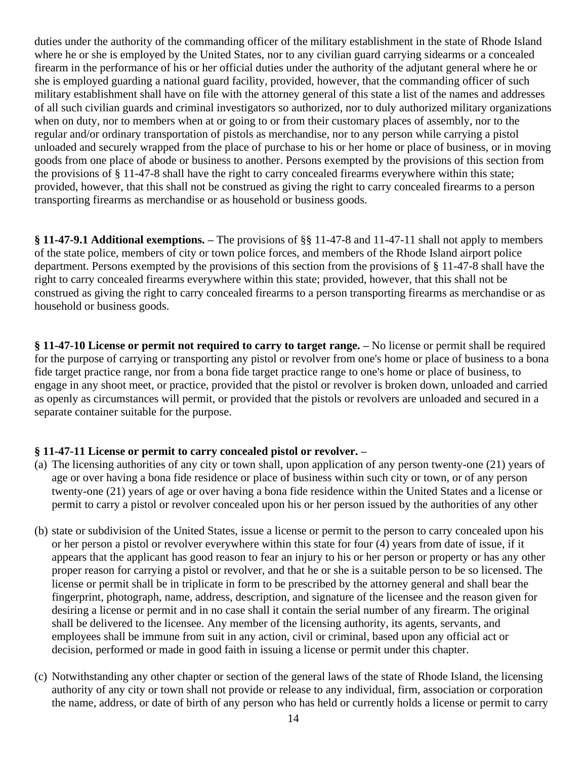duties under the authority of the commanding officer of the military establishment in the state of Rhode Island where he or she is employed by the United States, nor to any civilian guard carrying sidearms or a concealed firearm in the performance of his or her official duties under the authority of the adjutant general where he or she is employed guarding a national guard facility, provided, however, that the commanding officer of such military establishment shall have on file with the attorney general of this state a list of the names and addresses of all such civilian guards and criminal investigators so authorized, nor to duly authorized military organizations when on duty, nor to members when at or going to or from their customary places of assembly, nor to the regular and/or ordinary transportation of pistols as merchandise, nor to any person while carrying a pistol unloaded and securely wrapped from the place of purchase to his or her home or place of business, or in moving goods from one place of abode or business to another. Persons exempted by the provisions of this section from the provisions of § 11-47-8 shall have the right to carry concealed firearms everywhere within this state; provided, however, that this shall not be construed as giving the right to carry concealed firearms to a person transporting firearms as merchandise or as household or business goods.

**§ 11-47-9.1 Additional exemptions. –** The provisions of §§ 11-47-8 and 11-47-11 shall not apply to members of the state police, members of city or town police forces, and members of the Rhode Island airport police department. Persons exempted by the provisions of this section from the provisions of § 11-47-8 shall have the right to carry concealed firearms everywhere within this state; provided, however, that this shall not be construed as giving the right to carry concealed firearms to a person transporting firearms as merchandise or as household or business goods.

**§ 11-47-10 License or permit not required to carry to target range. –** No license or permit shall be required for the purpose of carrying or transporting any pistol or revolver from one's home or place of business to a bona fide target practice range, nor from a bona fide target practice range to one's home or place of business, to engage in any shoot meet, or practice, provided that the pistol or revolver is broken down, unloaded and carried as openly as circumstances will permit, or provided that the pistols or revolvers are unloaded and secured in a separate container suitable for the purpose.

**§ 11-47-11 License or permit to carry concealed pistol or revolver. –**

(a) The licensing authorities of any city or town shall, upon application of any person twenty-one (21) years of age or over having a bona fide residence or place of business within such city or town, or of any person twenty-one (21) years of age or over having a bona fide residence within the United States and a license or permit to carry a pistol or revolver concealed upon his or her person issued by the authorities of any other

(b) state or subdivision of the United States, issue a license or permit to the person to carry concealed upon his or her person a pistol or revolver everywhere within this state for four (4) years from date of issue, if it appears that the applicant has good reason to fear an injury to his or her person or property or has any other proper reason for carrying a pistol or revolver, and that he or she is a suitable person to be so licensed. The license or permit shall be in triplicate in form to be prescribed by the attorney general and shall bear the fingerprint, photograph, name, address, description, and signature of the licensee and the reason given for desiring a license or permit and in no case shall it contain the serial number of any firearm. The original shall be delivered to the licensee. Any member of the licensing authority, its agents, servants, and employees shall be immune from suit in any action, civil or criminal, based upon any official act or decision, performed or made in good faith in issuing a license or permit under this chapter.

(c) Notwithstanding any other chapter or section of the general laws of the state of Rhode Island, the licensing authority of any city or town shall not provide or release to any individual, firm, association or corporation the name, address, or date of birth of any person who has held or currently holds a license or permit to carry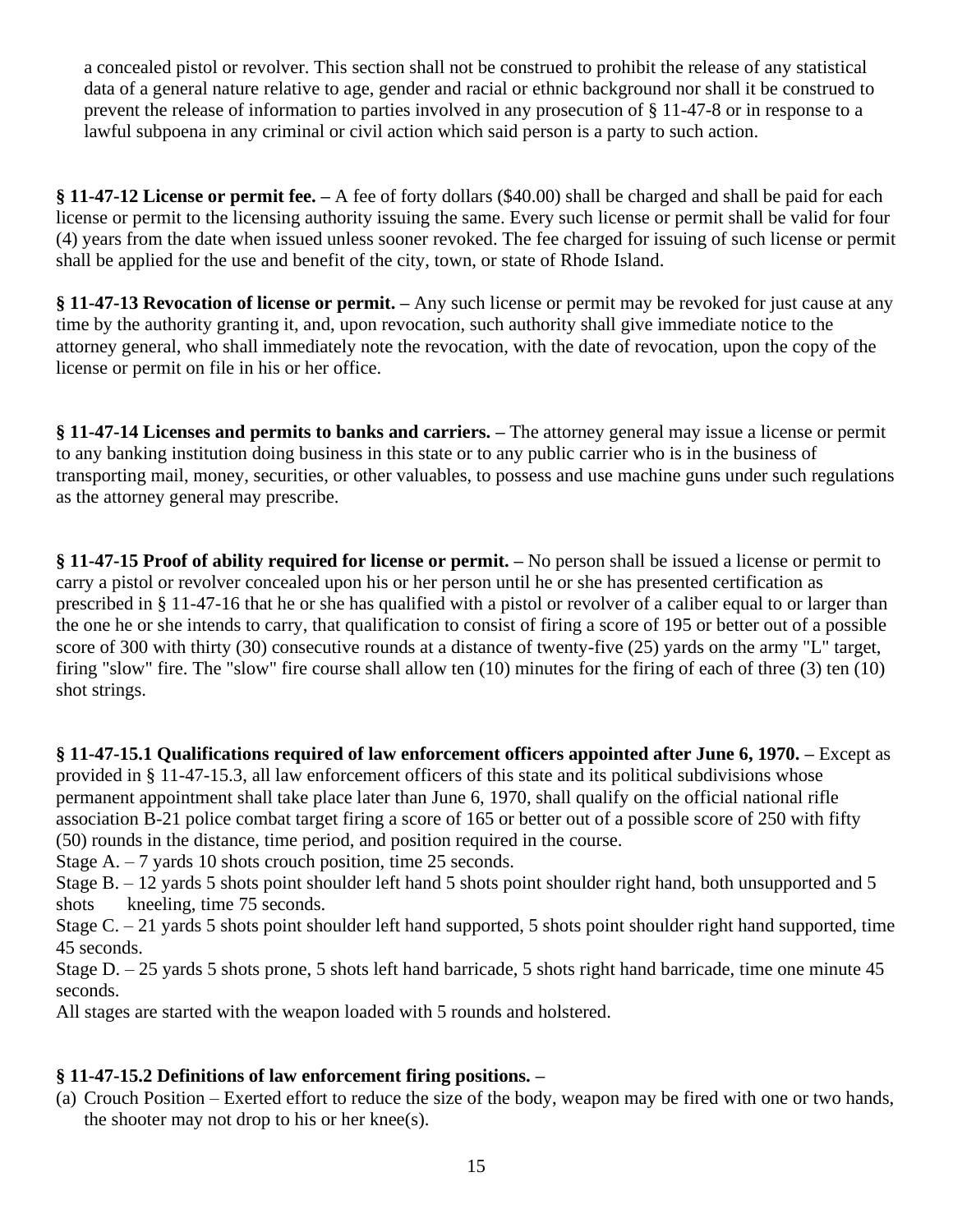a concealed pistol or revolver. This section shall not be construed to prohibit the release of any statistical data of a general nature relative to age, gender and racial or ethnic background nor shall it be construed to prevent the release of information to parties involved in any prosecution of § 11-47-8 or in response to a lawful subpoena in any criminal or civil action which said person is a party to such action.

**§ 11-47-12 License or permit fee. –** A fee of forty dollars ($40.00) shall be charged and shall be paid for each license or permit to the licensing authority issuing the same. Every such license or permit shall be valid for four (4) years from the date when issued unless sooner revoked. The fee charged for issuing of such license or permit shall be applied for the use and benefit of the city, town, or state of Rhode Island.

**§ 11-47-13 Revocation of license or permit. –** Any such license or permit may be revoked for just cause at any time by the authority granting it, and, upon revocation, such authority shall give immediate notice to the attorney general, who shall immediately note the revocation, with the date of revocation, upon the copy of the license or permit on file in his or her office.

**§ 11-47-14 Licenses and permits to banks and carriers. –** The attorney general may issue a license or permit to any banking institution doing business in this state or to any public carrier who is in the business of transporting mail, money, securities, or other valuables, to possess and use machine guns under such regulations as the attorney general may prescribe.

**§ 11-47-15 Proof of ability required for license or permit. –** No person shall be issued a license or permit to carry a pistol or revolver concealed upon his or her person until he or she has presented certification as prescribed in § 11-47-16 that he or she has qualified with a pistol or revolver of a caliber equal to or larger than the one he or she intends to carry, that qualification to consist of firing a score of 195 or better out of a possible score of 300 with thirty (30) consecutive rounds at a distance of twenty-five (25) yards on the army "L" target, firing "slow" fire. The "slow" fire course shall allow ten (10) minutes for the firing of each of three (3) ten (10) shot strings.

**§ 11-47-15.1 Qualifications required of law enforcement officers appointed after June 6, 1970. –** Except as provided in § 11-47-15.3, all law enforcement officers of this state and its political subdivisions whose permanent appointment shall take place later than June 6, 1970, shall qualify on the official national rifle association B-21 police combat target firing a score of 165 or better out of a possible score of 250 with fifty (50) rounds in the distance, time period, and position required in the course.

Stage A. – 7 yards 10 shots crouch position, time 25 seconds.

Stage B. – 12 yards 5 shots point shoulder left hand 5 shots point shoulder right hand, both unsupported and 5 shots kneeling, time 75 seconds.

Stage C. – 21 yards 5 shots point shoulder left hand supported, 5 shots point shoulder right hand supported, time 45 seconds.

Stage D. – 25 yards 5 shots prone, 5 shots left hand barricade, 5 shots right hand barricade, time one minute 45 seconds.

All stages are started with the weapon loaded with 5 rounds and holstered.

**§ 11-47-15.2 Definitions of law enforcement firing positions. –**

(a) Crouch Position – Exerted effort to reduce the size of the body, weapon may be fired with one or two hands, the shooter may not drop to his or her knee(s).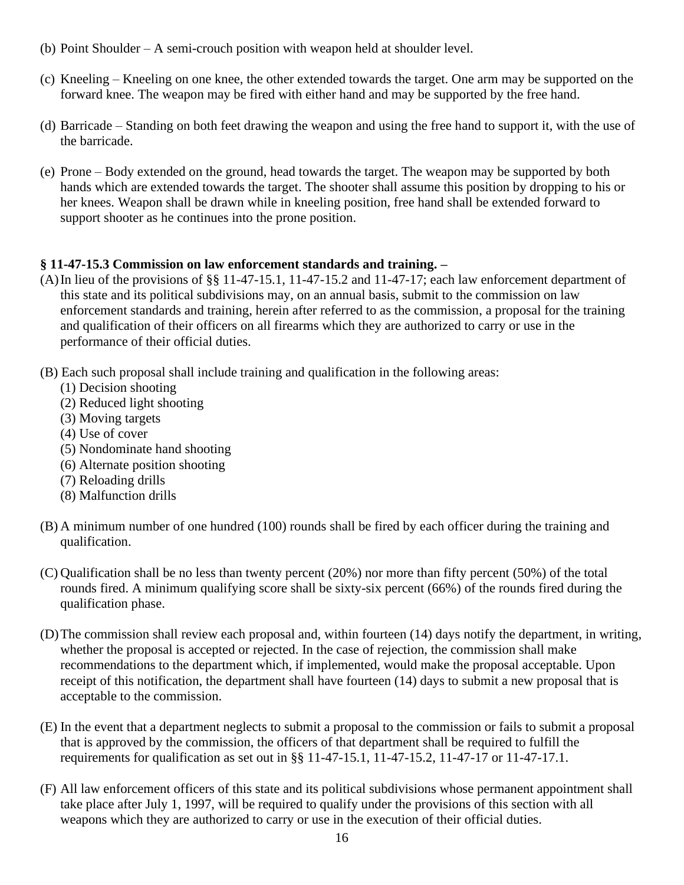(b) Point Shoulder – A semi-crouch position with weapon held at shoulder level.

(c) Kneeling – Kneeling on one knee, the other extended towards the target. One arm may be supported on the forward knee. The weapon may be fired with either hand and may be supported by the free hand.

(d) Barricade – Standing on both feet drawing the weapon and using the free hand to support it, with the use of the barricade.

(e) Prone – Body extended on the ground, head towards the target. The weapon may be supported by both hands which are extended towards the target. The shooter shall assume this position by dropping to his or her knees. Weapon shall be drawn while in kneeling position, free hand shall be extended forward to support shooter as he continues into the prone position.

**§ 11-47-15.3 Commission on law enforcement standards and training. –**

(A) In lieu of the provisions of §§ 11-47-15.1, 11-47-15.2 and 11-47-17; each law enforcement department of this state and its political subdivisions may, on an annual basis, submit to the commission on law enforcement standards and training, herein after referred to as the commission, a proposal for the training and qualification of their officers on all firearms which they are authorized to carry or use in the performance of their official duties.

(B) Each such proposal shall include training and qualification in the following areas:
   (1) Decision shooting
   (2) Reduced light shooting
   (3) Moving targets
   (4) Use of cover
   (5) Nondominate hand shooting
   (6) Alternate position shooting
   (7) Reloading drills
   (8) Malfunction drills

(B) A minimum number of one hundred (100) rounds shall be fired by each officer during the training and qualification.

(C) Qualification shall be no less than twenty percent (20%) nor more than fifty percent (50%) of the total rounds fired. A minimum qualifying score shall be sixty-six percent (66%) of the rounds fired during the qualification phase.

(D) The commission shall review each proposal and, within fourteen (14) days notify the department, in writing, whether the proposal is accepted or rejected. In the case of rejection, the commission shall make recommendations to the department which, if implemented, would make the proposal acceptable. Upon receipt of this notification, the department shall have fourteen (14) days to submit a new proposal that is acceptable to the commission.

(E) In the event that a department neglects to submit a proposal to the commission or fails to submit a proposal that is approved by the commission, the officers of that department shall be required to fulfill the requirements for qualification as set out in §§ 11-47-15.1, 11-47-15.2, 11-47-17 or 11-47-17.1.

(F) All law enforcement officers of this state and its political subdivisions whose permanent appointment shall take place after July 1, 1997, will be required to qualify under the provisions of this section with all weapons which they are authorized to carry or use in the execution of their official duties.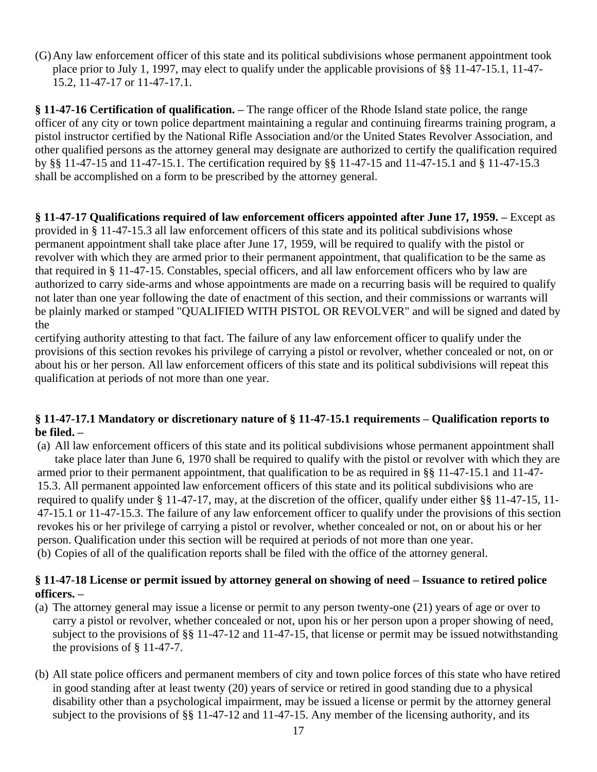(G) Any law enforcement officer of this state and its political subdivisions whose permanent appointment took place prior to July 1, 1997, may elect to qualify under the applicable provisions of §§ 11-47-15.1, 11-47-15.2, 11-47-17 or 11-47-17.1.

**§ 11-47-16 Certification of qualification. –** The range officer of the Rhode Island state police, the range officer of any city or town police department maintaining a regular and continuing firearms training program, a pistol instructor certified by the National Rifle Association and/or the United States Revolver Association, and other qualified persons as the attorney general may designate are authorized to certify the qualification required by §§ 11-47-15 and 11-47-15.1. The certification required by §§ 11-47-15 and 11-47-15.1 and § 11-47-15.3 shall be accomplished on a form to be prescribed by the attorney general.

**§ 11-47-17 Qualifications required of law enforcement officers appointed after June 17, 1959. –** Except as provided in § 11-47-15.3 all law enforcement officers of this state and its political subdivisions whose permanent appointment shall take place after June 17, 1959, will be required to qualify with the pistol or revolver with which they are armed prior to their permanent appointment, that qualification to be the same as that required in § 11-47-15. Constables, special officers, and all law enforcement officers who by law are authorized to carry side-arms and whose appointments are made on a recurring basis will be required to qualify not later than one year following the date of enactment of this section, and their commissions or warrants will be plainly marked or stamped "QUALIFIED WITH PISTOL OR REVOLVER" and will be signed and dated by the certifying authority attesting to that fact. The failure of any law enforcement officer to qualify under the provisions of this section revokes his privilege of carrying a pistol or revolver, whether concealed or not, on or about his or her person. All law enforcement officers of this state and its political subdivisions will repeat this qualification at periods of not more than one year.

**§ 11-47-17.1 Mandatory or discretionary nature of § 11-47-15.1 requirements – Qualification reports to be filed. –**

(a) All law enforcement officers of this state and its political subdivisions whose permanent appointment shall take place later than June 6, 1970 shall be required to qualify with the pistol or revolver with which they are armed prior to their permanent appointment, that qualification to be as required in §§ 11-47-15.1 and 11-47-15.3. All permanent appointed law enforcement officers of this state and its political subdivisions who are required to qualify under § 11-47-17, may, at the discretion of the officer, qualify under either §§ 11-47-15, 11-47-15.1 or 11-47-15.3. The failure of any law enforcement officer to qualify under the provisions of this section revokes his or her privilege of carrying a pistol or revolver, whether concealed or not, on or about his or her person. Qualification under this section will be required at periods of not more than one year.

(b) Copies of all of the qualification reports shall be filed with the office of the attorney general.

**§ 11-47-18 License or permit issued by attorney general on showing of need – Issuance to retired police officers. –**

(a) The attorney general may issue a license or permit to any person twenty-one (21) years of age or over to carry a pistol or revolver, whether concealed or not, upon his or her person upon a proper showing of need, subject to the provisions of §§ 11-47-12 and 11-47-15, that license or permit may be issued notwithstanding the provisions of § 11-47-7.

(b) All state police officers and permanent members of city and town police forces of this state who have retired in good standing after at least twenty (20) years of service or retired in good standing due to a physical disability other than a psychological impairment, may be issued a license or permit by the attorney general subject to the provisions of §§ 11-47-12 and 11-47-15. Any member of the licensing authority, and its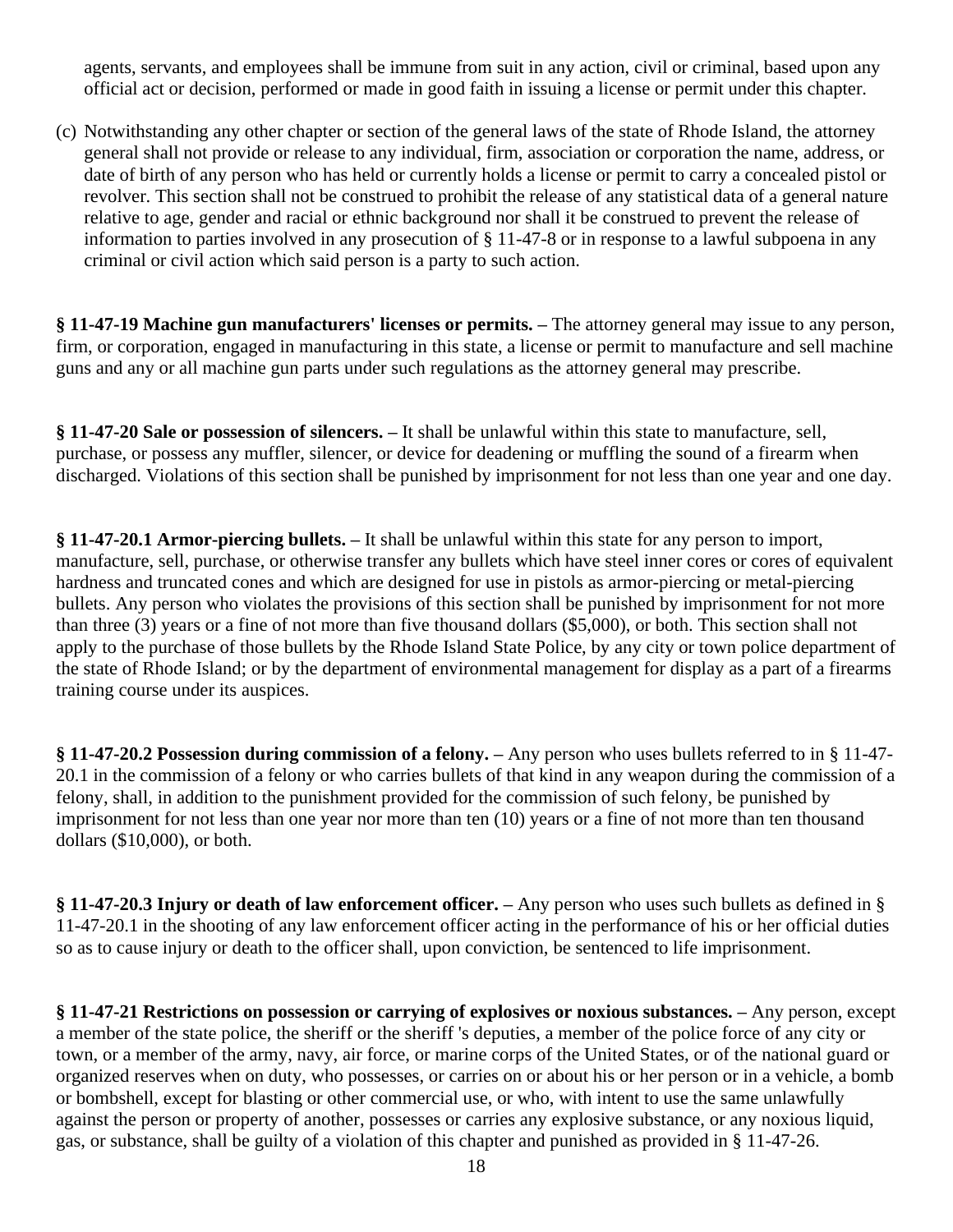agents, servants, and employees shall be immune from suit in any action, civil or criminal, based upon any official act or decision, performed or made in good faith in issuing a license or permit under this chapter.

(c) Notwithstanding any other chapter or section of the general laws of the state of Rhode Island, the attorney general shall not provide or release to any individual, firm, association or corporation the name, address, or date of birth of any person who has held or currently holds a license or permit to carry a concealed pistol or revolver. This section shall not be construed to prohibit the release of any statistical data of a general nature relative to age, gender and racial or ethnic background nor shall it be construed to prevent the release of information to parties involved in any prosecution of § 11-47-8 or in response to a lawful subpoena in any criminal or civil action which said person is a party to such action.

**§ 11-47-19 Machine gun manufacturers' licenses or permits. –** The attorney general may issue to any person, firm, or corporation, engaged in manufacturing in this state, a license or permit to manufacture and sell machine guns and any or all machine gun parts under such regulations as the attorney general may prescribe.

**§ 11-47-20 Sale or possession of silencers. –** It shall be unlawful within this state to manufacture, sell, purchase, or possess any muffler, silencer, or device for deadening or muffling the sound of a firearm when discharged. Violations of this section shall be punished by imprisonment for not less than one year and one day.

**§ 11-47-20.1 Armor-piercing bullets. –** It shall be unlawful within this state for any person to import, manufacture, sell, purchase, or otherwise transfer any bullets which have steel inner cores or cores of equivalent hardness and truncated cones and which are designed for use in pistols as armor-piercing or metal-piercing bullets. Any person who violates the provisions of this section shall be punished by imprisonment for not more than three (3) years or a fine of not more than five thousand dollars ($5,000), or both. This section shall not apply to the purchase of those bullets by the Rhode Island State Police, by any city or town police department of the state of Rhode Island; or by the department of environmental management for display as a part of a firearms training course under its auspices.

**§ 11-47-20.2 Possession during commission of a felony. –** Any person who uses bullets referred to in § 11-47-20.1 in the commission of a felony or who carries bullets of that kind in any weapon during the commission of a felony, shall, in addition to the punishment provided for the commission of such felony, be punished by imprisonment for not less than one year nor more than ten (10) years or a fine of not more than ten thousand dollars ($10,000), or both.

**§ 11-47-20.3 Injury or death of law enforcement officer. –** Any person who uses such bullets as defined in § 11-47-20.1 in the shooting of any law enforcement officer acting in the performance of his or her official duties so as to cause injury or death to the officer shall, upon conviction, be sentenced to life imprisonment.

**§ 11-47-21 Restrictions on possession or carrying of explosives or noxious substances. –** Any person, except a member of the state police, the sheriff or the sheriff 's deputies, a member of the police force of any city or town, or a member of the army, navy, air force, or marine corps of the United States, or of the national guard or organized reserves when on duty, who possesses, or carries on or about his or her person or in a vehicle, a bomb or bombshell, except for blasting or other commercial use, or who, with intent to use the same unlawfully against the person or property of another, possesses or carries any explosive substance, or any noxious liquid, gas, or substance, shall be guilty of a violation of this chapter and punished as provided in § 11-47-26.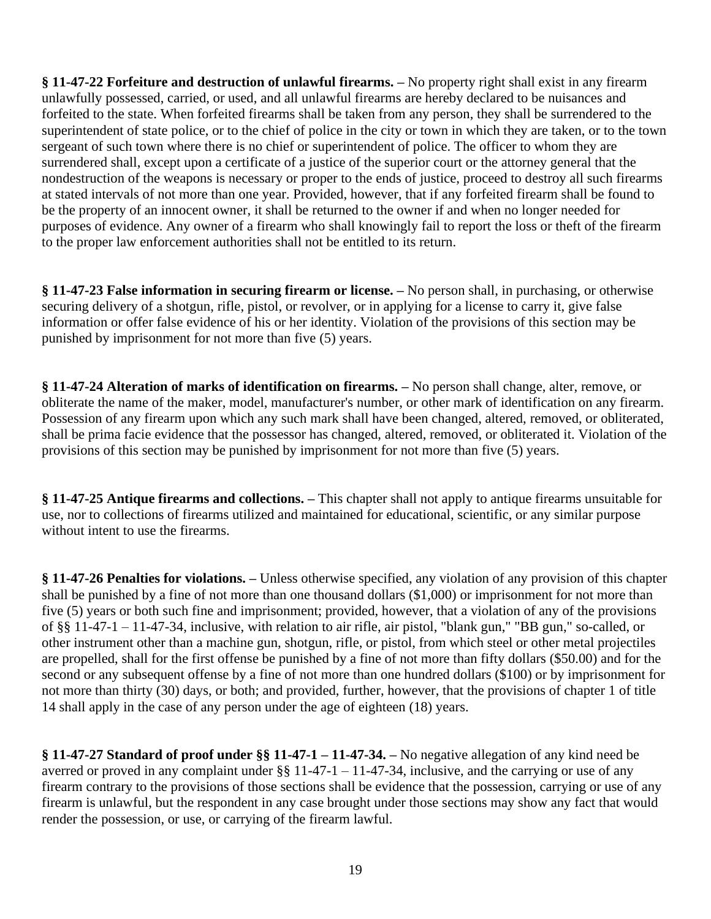**§ 11-47-22 Forfeiture and destruction of unlawful firearms. –** No property right shall exist in any firearm unlawfully possessed, carried, or used, and all unlawful firearms are hereby declared to be nuisances and forfeited to the state. When forfeited firearms shall be taken from any person, they shall be surrendered to the superintendent of state police, or to the chief of police in the city or town in which they are taken, or to the town sergeant of such town where there is no chief or superintendent of police. The officer to whom they are surrendered shall, except upon a certificate of a justice of the superior court or the attorney general that the nondestruction of the weapons is necessary or proper to the ends of justice, proceed to destroy all such firearms at stated intervals of not more than one year. Provided, however, that if any forfeited firearm shall be found to be the property of an innocent owner, it shall be returned to the owner if and when no longer needed for purposes of evidence. Any owner of a firearm who shall knowingly fail to report the loss or theft of the firearm to the proper law enforcement authorities shall not be entitled to its return.

**§ 11-47-23 False information in securing firearm or license. –** No person shall, in purchasing, or otherwise securing delivery of a shotgun, rifle, pistol, or revolver, or in applying for a license to carry it, give false information or offer false evidence of his or her identity. Violation of the provisions of this section may be punished by imprisonment for not more than five (5) years.

**§ 11-47-24 Alteration of marks of identification on firearms. –** No person shall change, alter, remove, or obliterate the name of the maker, model, manufacturer's number, or other mark of identification on any firearm. Possession of any firearm upon which any such mark shall have been changed, altered, removed, or obliterated, shall be prima facie evidence that the possessor has changed, altered, removed, or obliterated it. Violation of the provisions of this section may be punished by imprisonment for not more than five (5) years.

**§ 11-47-25 Antique firearms and collections. –** This chapter shall not apply to antique firearms unsuitable for use, nor to collections of firearms utilized and maintained for educational, scientific, or any similar purpose without intent to use the firearms.

**§ 11-47-26 Penalties for violations. –** Unless otherwise specified, any violation of any provision of this chapter shall be punished by a fine of not more than one thousand dollars ($1,000) or imprisonment for not more than five (5) years or both such fine and imprisonment; provided, however, that a violation of any of the provisions of §§ 11-47-1 – 11-47-34, inclusive, with relation to air rifle, air pistol, "blank gun," "BB gun," so-called, or other instrument other than a machine gun, shotgun, rifle, or pistol, from which steel or other metal projectiles are propelled, shall for the first offense be punished by a fine of not more than fifty dollars ($50.00) and for the second or any subsequent offense by a fine of not more than one hundred dollars ($100) or by imprisonment for not more than thirty (30) days, or both; and provided, further, however, that the provisions of chapter 1 of title 14 shall apply in the case of any person under the age of eighteen (18) years.

**§ 11-47-27 Standard of proof under §§ 11-47-1 – 11-47-34. –** No negative allegation of any kind need be averred or proved in any complaint under §§ 11-47-1 – 11-47-34, inclusive, and the carrying or use of any firearm contrary to the provisions of those sections shall be evidence that the possession, carrying or use of any firearm is unlawful, but the respondent in any case brought under those sections may show any fact that would render the possession, or use, or carrying of the firearm lawful.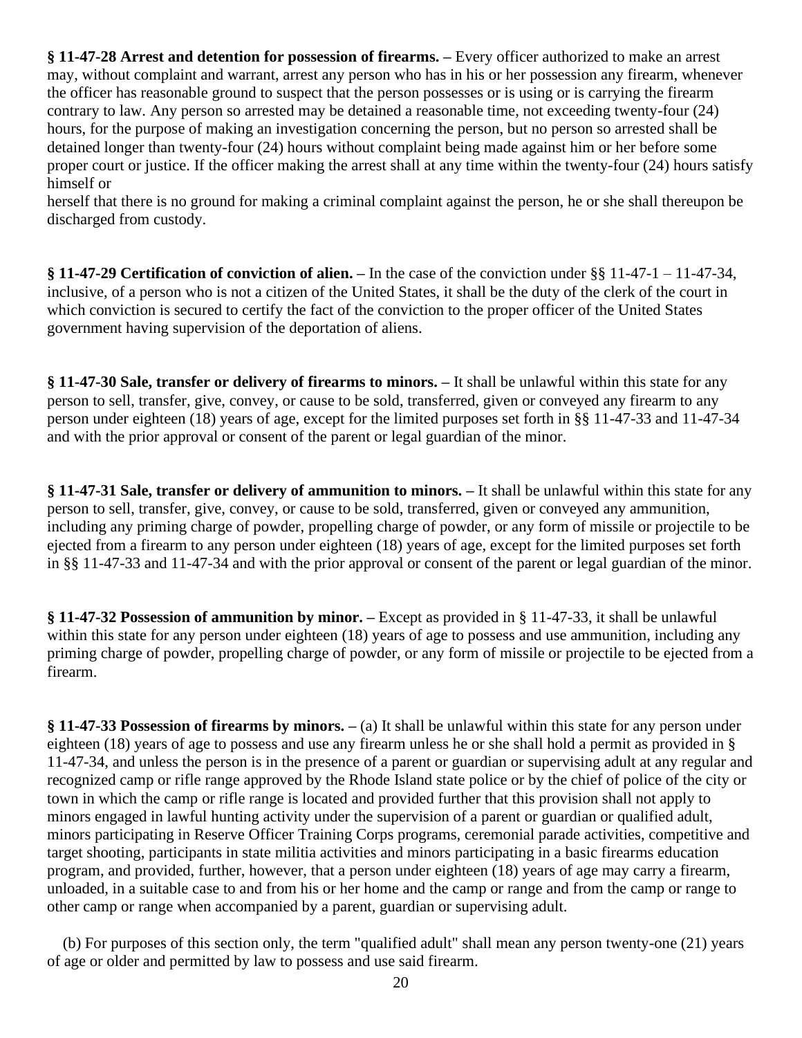**§ 11-47-28 Arrest and detention for possession of firearms. –** Every officer authorized to make an arrest may, without complaint and warrant, arrest any person who has in his or her possession any firearm, whenever the officer has reasonable ground to suspect that the person possesses or is using or is carrying the firearm contrary to law. Any person so arrested may be detained a reasonable time, not exceeding twenty-four (24) hours, for the purpose of making an investigation concerning the person, but no person so arrested shall be detained longer than twenty-four (24) hours without complaint being made against him or her before some proper court or justice. If the officer making the arrest shall at any time within the twenty-four (24) hours satisfy himself or herself that there is no ground for making a criminal complaint against the person, he or she shall thereupon be discharged from custody.

**§ 11-47-29 Certification of conviction of alien. –** In the case of the conviction under §§ 11-47-1 – 11-47-34, inclusive, of a person who is not a citizen of the United States, it shall be the duty of the clerk of the court in which conviction is secured to certify the fact of the conviction to the proper officer of the United States government having supervision of the deportation of aliens.

**§ 11-47-30 Sale, transfer or delivery of firearms to minors. –** It shall be unlawful within this state for any person to sell, transfer, give, convey, or cause to be sold, transferred, given or conveyed any firearm to any person under eighteen (18) years of age, except for the limited purposes set forth in §§ 11-47-33 and 11-47-34 and with the prior approval or consent of the parent or legal guardian of the minor.

**§ 11-47-31 Sale, transfer or delivery of ammunition to minors. –** It shall be unlawful within this state for any person to sell, transfer, give, convey, or cause to be sold, transferred, given or conveyed any ammunition, including any priming charge of powder, propelling charge of powder, or any form of missile or projectile to be ejected from a firearm to any person under eighteen (18) years of age, except for the limited purposes set forth in §§ 11-47-33 and 11-47-34 and with the prior approval or consent of the parent or legal guardian of the minor.

**§ 11-47-32 Possession of ammunition by minor. –** Except as provided in § 11-47-33, it shall be unlawful within this state for any person under eighteen (18) years of age to possess and use ammunition, including any priming charge of powder, propelling charge of powder, or any form of missile or projectile to be ejected from a firearm.

**§ 11-47-33 Possession of firearms by minors. –** (a) It shall be unlawful within this state for any person under eighteen (18) years of age to possess and use any firearm unless he or she shall hold a permit as provided in § 11-47-34, and unless the person is in the presence of a parent or guardian or supervising adult at any regular and recognized camp or rifle range approved by the Rhode Island state police or by the chief of police of the city or town in which the camp or rifle range is located and provided further that this provision shall not apply to minors engaged in lawful hunting activity under the supervision of a parent or guardian or qualified adult, minors participating in Reserve Officer Training Corps programs, ceremonial parade activities, competitive and target shooting, participants in state militia activities and minors participating in a basic firearms education program, and provided, further, however, that a person under eighteen (18) years of age may carry a firearm, unloaded, in a suitable case to and from his or her home and the camp or range and from the camp or range to other camp or range when accompanied by a parent, guardian or supervising adult.

(b) For purposes of this section only, the term "qualified adult" shall mean any person twenty-one (21) years of age or older and permitted by law to possess and use said firearm.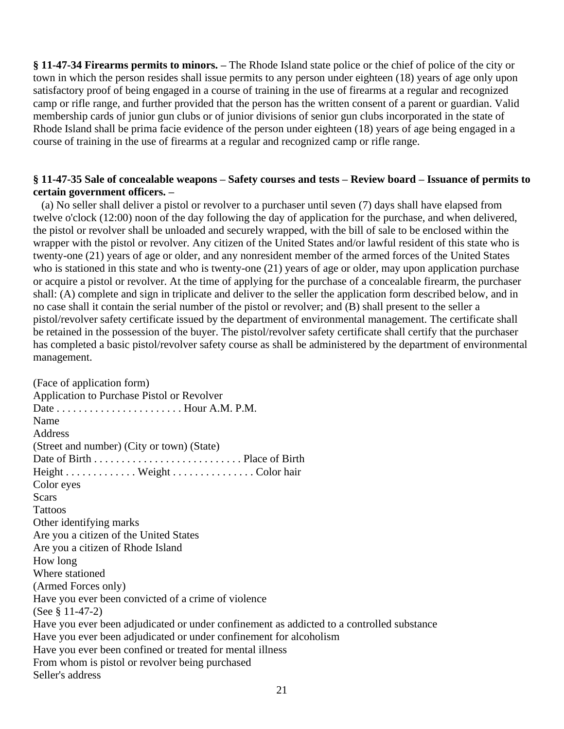**§ 11-47-34 Firearms permits to minors. –** The Rhode Island state police or the chief of police of the city or town in which the person resides shall issue permits to any person under eighteen (18) years of age only upon satisfactory proof of being engaged in a course of training in the use of firearms at a regular and recognized camp or rifle range, and further provided that the person has the written consent of a parent or guardian. Valid membership cards of junior gun clubs or of junior divisions of senior gun clubs incorporated in the state of Rhode Island shall be prima facie evidence of the person under eighteen (18) years of age being engaged in a course of training in the use of firearms at a regular and recognized camp or rifle range.

**§ 11-47-35 Sale of concealable weapons – Safety courses and tests – Review board – Issuance of permits to certain government officers. –**

(a) No seller shall deliver a pistol or revolver to a purchaser until seven (7) days shall have elapsed from twelve o'clock (12:00) noon of the day following the day of application for the purchase, and when delivered, the pistol or revolver shall be unloaded and securely wrapped, with the bill of sale to be enclosed within the wrapper with the pistol or revolver. Any citizen of the United States and/or lawful resident of this state who is twenty-one (21) years of age or older, and any nonresident member of the armed forces of the United States who is stationed in this state and who is twenty-one (21) years of age or older, may upon application purchase or acquire a pistol or revolver. At the time of applying for the purchase of a concealable firearm, the purchaser shall: (A) complete and sign in triplicate and deliver to the seller the application form described below, and in no case shall it contain the serial number of the pistol or revolver; and (B) shall present to the seller a pistol/revolver safety certificate issued by the department of environmental management. The certificate shall be retained in the possession of the buyer. The pistol/revolver safety certificate shall certify that the purchaser has completed a basic pistol/revolver safety course as shall be administered by the department of environmental management.

(Face of application form)
Application to Purchase Pistol or Revolver
Date . . . . . . . . . . . . . . . . . . . . . . . Hour A.M. P.M.
Name
Address
(Street and number) (City or town) (State)
Date of Birth . . . . . . . . . . . . . . . . . . . . . . . . . . . Place of Birth
Height . . . . . . . . . . . . . Weight . . . . . . . . . . . . . . . Color hair
Color eyes
Scars
Tattoos
Other identifying marks
Are you a citizen of the United States
Are you a citizen of Rhode Island
How long
Where stationed
(Armed Forces only)
Have you ever been convicted of a crime of violence
(See § 11-47-2)
Have you ever been adjudicated or under confinement as addicted to a controlled substance
Have you ever been adjudicated or under confinement for alcoholism
Have you ever been confined or treated for mental illness
From whom is pistol or revolver being purchased
Seller's address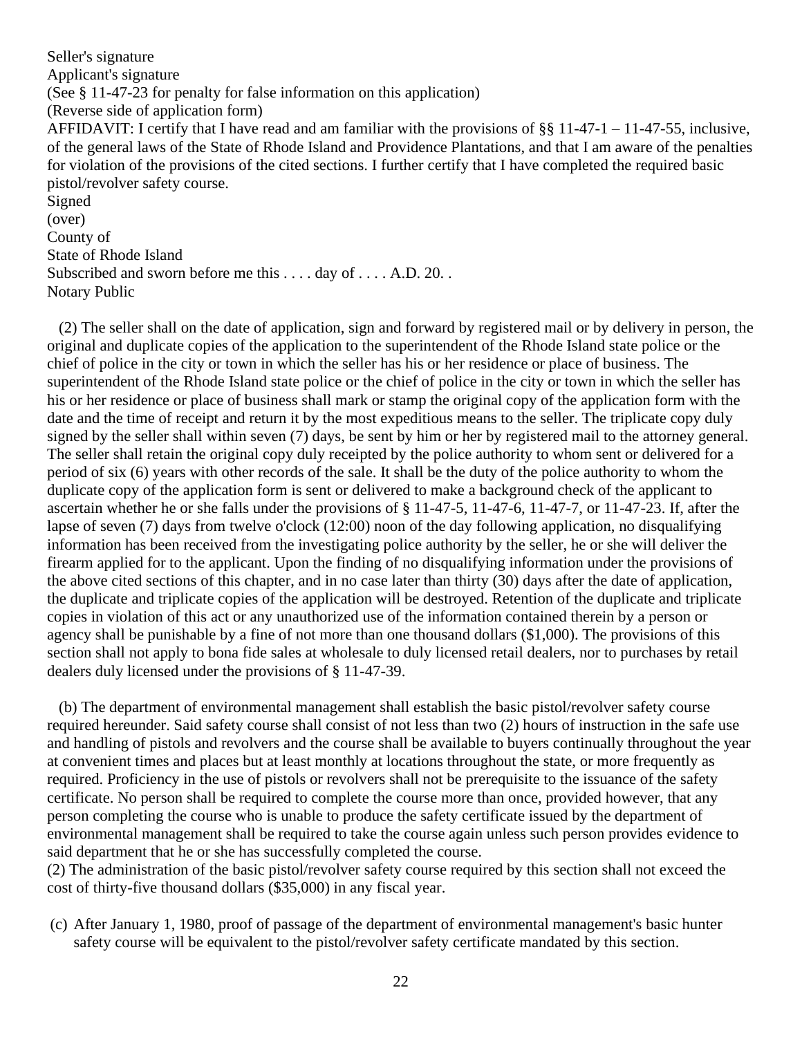Seller's signature
Applicant's signature
(See § 11-47-23 for penalty for false information on this application)
(Reverse side of application form)
AFFIDAVIT: I certify that I have read and am familiar with the provisions of §§ 11-47-1 – 11-47-55, inclusive, of the general laws of the State of Rhode Island and Providence Plantations, and that I am aware of the penalties for violation of the provisions of the cited sections. I further certify that I have completed the required basic pistol/revolver safety course.
Signed
(over)
County of
State of Rhode Island
Subscribed and sworn before me this . . . . day of . . . . A.D. 20. .
Notary Public

(2) The seller shall on the date of application, sign and forward by registered mail or by delivery in person, the original and duplicate copies of the application to the superintendent of the Rhode Island state police or the chief of police in the city or town in which the seller has his or her residence or place of business. The superintendent of the Rhode Island state police or the chief of police in the city or town in which the seller has his or her residence or place of business shall mark or stamp the original copy of the application form with the date and the time of receipt and return it by the most expeditious means to the seller. The triplicate copy duly signed by the seller shall within seven (7) days, be sent by him or her by registered mail to the attorney general. The seller shall retain the original copy duly receipted by the police authority to whom sent or delivered for a period of six (6) years with other records of the sale. It shall be the duty of the police authority to whom the duplicate copy of the application form is sent or delivered to make a background check of the applicant to ascertain whether he or she falls under the provisions of § 11-47-5, 11-47-6, 11-47-7, or 11-47-23. If, after the lapse of seven (7) days from twelve o'clock (12:00) noon of the day following application, no disqualifying information has been received from the investigating police authority by the seller, he or she will deliver the firearm applied for to the applicant. Upon the finding of no disqualifying information under the provisions of the above cited sections of this chapter, and in no case later than thirty (30) days after the date of application, the duplicate and triplicate copies of the application will be destroyed. Retention of the duplicate and triplicate copies in violation of this act or any unauthorized use of the information contained therein by a person or agency shall be punishable by a fine of not more than one thousand dollars ($1,000). The provisions of this section shall not apply to bona fide sales at wholesale to duly licensed retail dealers, nor to purchases by retail dealers duly licensed under the provisions of § 11-47-39.

(b) The department of environmental management shall establish the basic pistol/revolver safety course required hereunder. Said safety course shall consist of not less than two (2) hours of instruction in the safe use and handling of pistols and revolvers and the course shall be available to buyers continually throughout the year at convenient times and places but at least monthly at locations throughout the state, or more frequently as required. Proficiency in the use of pistols or revolvers shall not be prerequisite to the issuance of the safety certificate. No person shall be required to complete the course more than once, provided however, that any person completing the course who is unable to produce the safety certificate issued by the department of environmental management shall be required to take the course again unless such person provides evidence to said department that he or she has successfully completed the course.
(2) The administration of the basic pistol/revolver safety course required by this section shall not exceed the cost of thirty-five thousand dollars ($35,000) in any fiscal year.

(c) After January 1, 1980, proof of passage of the department of environmental management's basic hunter safety course will be equivalent to the pistol/revolver safety certificate mandated by this section.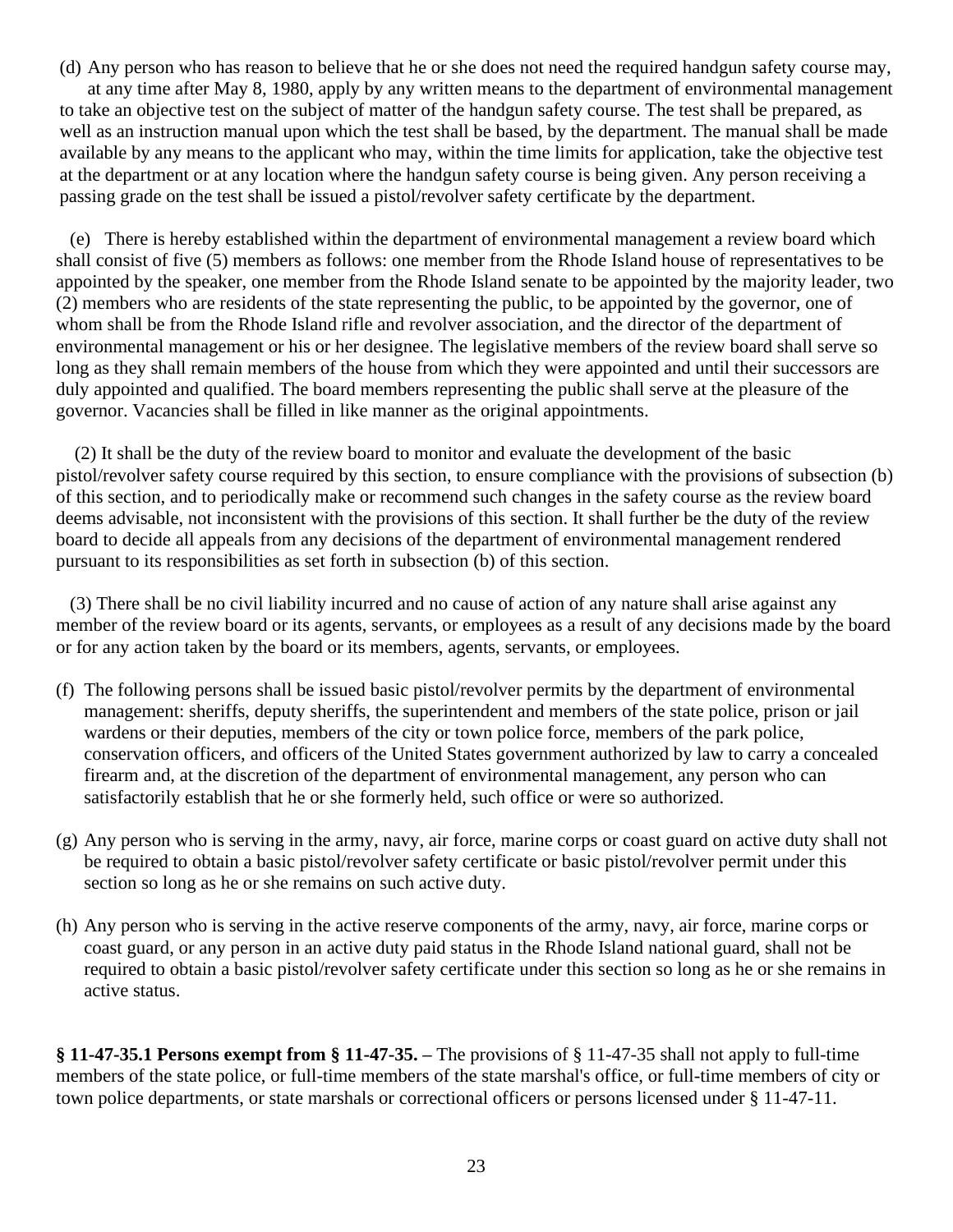(d) Any person who has reason to believe that he or she does not need the required handgun safety course may, at any time after May 8, 1980, apply by any written means to the department of environmental management to take an objective test on the subject of matter of the handgun safety course. The test shall be prepared, as well as an instruction manual upon which the test shall be based, by the department. The manual shall be made available by any means to the applicant who may, within the time limits for application, take the objective test at the department or at any location where the handgun safety course is being given. Any person receiving a passing grade on the test shall be issued a pistol/revolver safety certificate by the department.

(e) There is hereby established within the department of environmental management a review board which shall consist of five (5) members as follows: one member from the Rhode Island house of representatives to be appointed by the speaker, one member from the Rhode Island senate to be appointed by the majority leader, two (2) members who are residents of the state representing the public, to be appointed by the governor, one of whom shall be from the Rhode Island rifle and revolver association, and the director of the department of environmental management or his or her designee. The legislative members of the review board shall serve so long as they shall remain members of the house from which they were appointed and until their successors are duly appointed and qualified. The board members representing the public shall serve at the pleasure of the governor. Vacancies shall be filled in like manner as the original appointments.

(2) It shall be the duty of the review board to monitor and evaluate the development of the basic pistol/revolver safety course required by this section, to ensure compliance with the provisions of subsection (b) of this section, and to periodically make or recommend such changes in the safety course as the review board deems advisable, not inconsistent with the provisions of this section. It shall further be the duty of the review board to decide all appeals from any decisions of the department of environmental management rendered pursuant to its responsibilities as set forth in subsection (b) of this section.

(3) There shall be no civil liability incurred and no cause of action of any nature shall arise against any member of the review board or its agents, servants, or employees as a result of any decisions made by the board or for any action taken by the board or its members, agents, servants, or employees.

(f) The following persons shall be issued basic pistol/revolver permits by the department of environmental management: sheriffs, deputy sheriffs, the superintendent and members of the state police, prison or jail wardens or their deputies, members of the city or town police force, members of the park police, conservation officers, and officers of the United States government authorized by law to carry a concealed firearm and, at the discretion of the department of environmental management, any person who can satisfactorily establish that he or she formerly held, such office or were so authorized.

(g) Any person who is serving in the army, navy, air force, marine corps or coast guard on active duty shall not be required to obtain a basic pistol/revolver safety certificate or basic pistol/revolver permit under this section so long as he or she remains on such active duty.

(h) Any person who is serving in the active reserve components of the army, navy, air force, marine corps or coast guard, or any person in an active duty paid status in the Rhode Island national guard, shall not be required to obtain a basic pistol/revolver safety certificate under this section so long as he or she remains in active status.

**§ 11-47-35.1 Persons exempt from § 11-47-35. –** The provisions of § 11-47-35 shall not apply to full-time members of the state police, or full-time members of the state marshal's office, or full-time members of city or town police departments, or state marshals or correctional officers or persons licensed under § 11-47-11.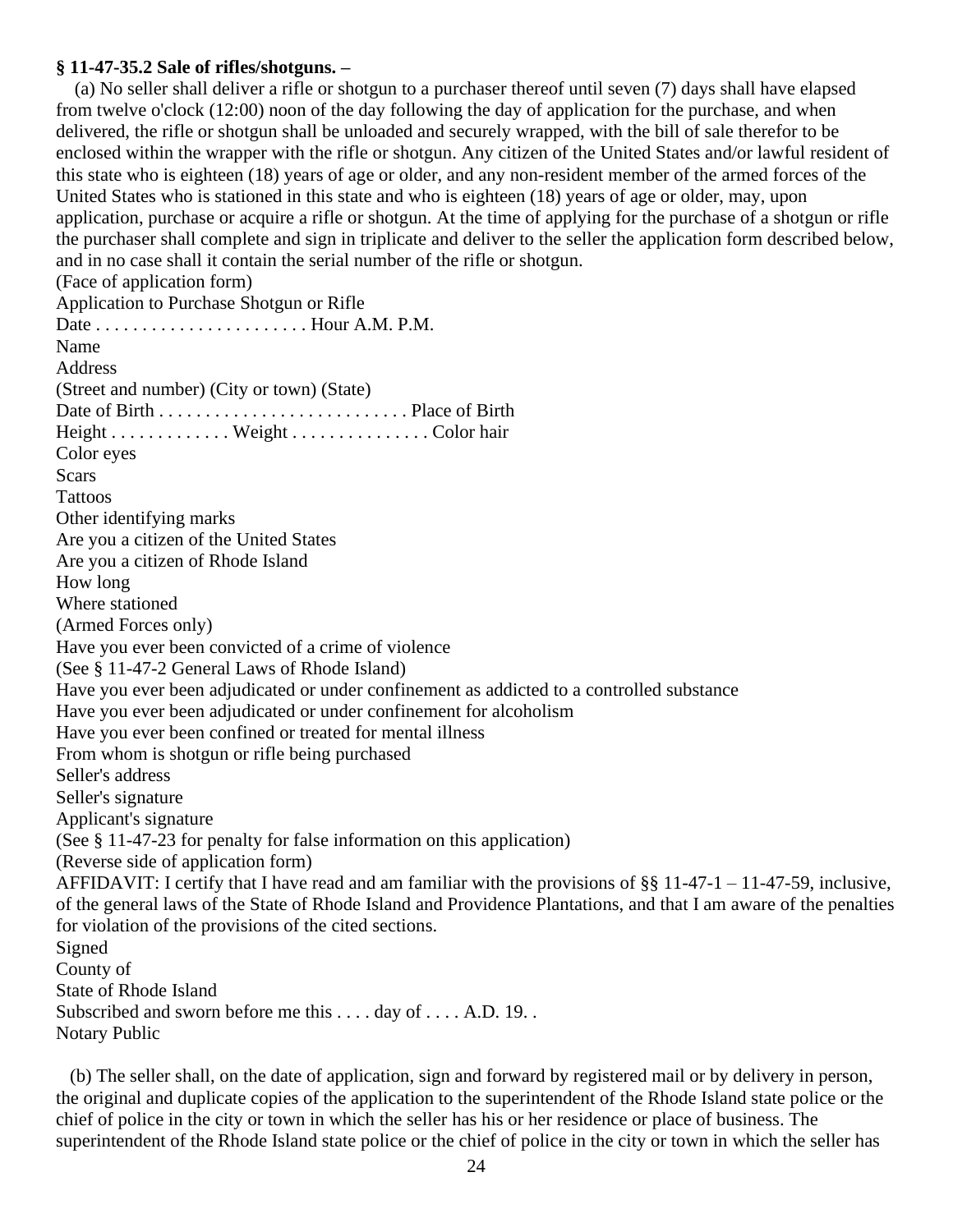**§ 11-47-35.2 Sale of rifles/shotguns. –**

(a) No seller shall deliver a rifle or shotgun to a purchaser thereof until seven (7) days shall have elapsed from twelve o'clock (12:00) noon of the day following the day of application for the purchase, and when delivered, the rifle or shotgun shall be unloaded and securely wrapped, with the bill of sale therefor to be enclosed within the wrapper with the rifle or shotgun. Any citizen of the United States and/or lawful resident of this state who is eighteen (18) years of age or older, and any non-resident member of the armed forces of the United States who is stationed in this state and who is eighteen (18) years of age or older, may, upon application, purchase or acquire a rifle or shotgun. At the time of applying for the purchase of a shotgun or rifle the purchaser shall complete and sign in triplicate and deliver to the seller the application form described below, and in no case shall it contain the serial number of the rifle or shotgun.

(Face of application form)

Application to Purchase Shotgun or Rifle

Date . . . . . . . . . . . . . . . . . . . . . . . Hour A.M. P.M.

Name

Address

(Street and number) (City or town) (State)

Date of Birth . . . . . . . . . . . . . . . . . . . . . . . . . . . Place of Birth

Height . . . . . . . . . . . . . Weight . . . . . . . . . . . . . . . Color hair

Color eyes

Scars

Tattoos

Other identifying marks

Are you a citizen of the United States

Are you a citizen of Rhode Island

How long

Where stationed

(Armed Forces only)

Have you ever been convicted of a crime of violence

(See § 11-47-2 General Laws of Rhode Island)

Have you ever been adjudicated or under confinement as addicted to a controlled substance

Have you ever been adjudicated or under confinement for alcoholism

Have you ever been confined or treated for mental illness

From whom is shotgun or rifle being purchased

Seller's address

Seller's signature

Applicant's signature

(See § 11-47-23 for penalty for false information on this application)

(Reverse side of application form)

AFFIDAVIT: I certify that I have read and am familiar with the provisions of §§ 11-47-1 – 11-47-59, inclusive, of the general laws of the State of Rhode Island and Providence Plantations, and that I am aware of the penalties for violation of the provisions of the cited sections.

Signed

County of

State of Rhode Island

Subscribed and sworn before me this . . . . day of . . . . A.D. 19. .

Notary Public

(b) The seller shall, on the date of application, sign and forward by registered mail or by delivery in person, the original and duplicate copies of the application to the superintendent of the Rhode Island state police or the chief of police in the city or town in which the seller has his or her residence or place of business. The superintendent of the Rhode Island state police or the chief of police in the city or town in which the seller has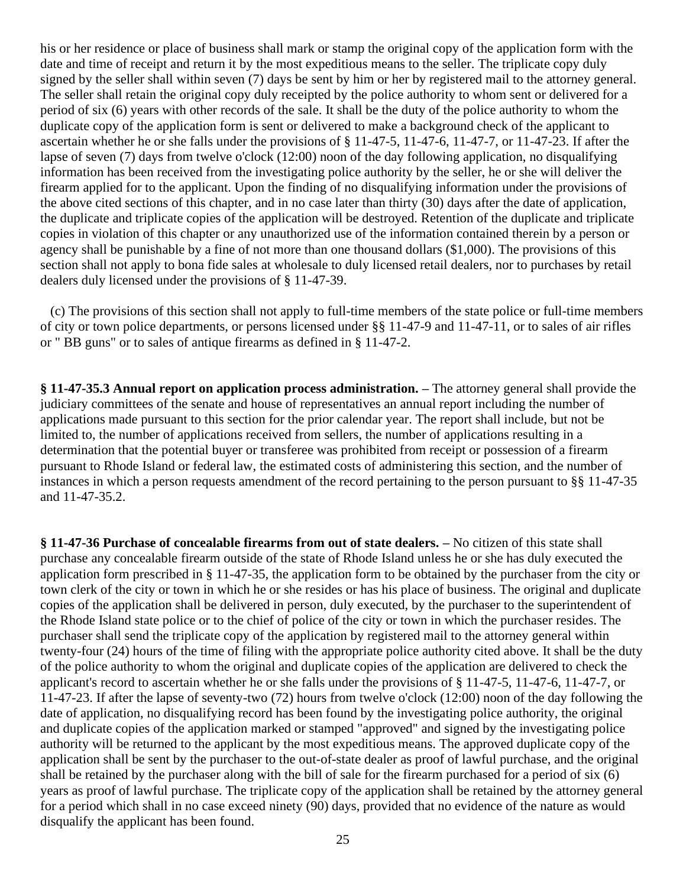his or her residence or place of business shall mark or stamp the original copy of the application form with the date and time of receipt and return it by the most expeditious means to the seller. The triplicate copy duly signed by the seller shall within seven (7) days be sent by him or her by registered mail to the attorney general. The seller shall retain the original copy duly receipted by the police authority to whom sent or delivered for a period of six (6) years with other records of the sale. It shall be the duty of the police authority to whom the duplicate copy of the application form is sent or delivered to make a background check of the applicant to ascertain whether he or she falls under the provisions of § 11-47-5, 11-47-6, 11-47-7, or 11-47-23. If after the lapse of seven (7) days from twelve o'clock (12:00) noon of the day following application, no disqualifying information has been received from the investigating police authority by the seller, he or she will deliver the firearm applied for to the applicant. Upon the finding of no disqualifying information under the provisions of the above cited sections of this chapter, and in no case later than thirty (30) days after the date of application, the duplicate and triplicate copies of the application will be destroyed. Retention of the duplicate and triplicate copies in violation of this chapter or any unauthorized use of the information contained therein by a person or agency shall be punishable by a fine of not more than one thousand dollars ($1,000). The provisions of this section shall not apply to bona fide sales at wholesale to duly licensed retail dealers, nor to purchases by retail dealers duly licensed under the provisions of § 11-47-39.

(c) The provisions of this section shall not apply to full-time members of the state police or full-time members of city or town police departments, or persons licensed under §§ 11-47-9 and 11-47-11, or to sales of air rifles or " BB guns" or to sales of antique firearms as defined in § 11-47-2.

**§ 11-47-35.3 Annual report on application process administration. –** The attorney general shall provide the judiciary committees of the senate and house of representatives an annual report including the number of applications made pursuant to this section for the prior calendar year. The report shall include, but not be limited to, the number of applications received from sellers, the number of applications resulting in a determination that the potential buyer or transferee was prohibited from receipt or possession of a firearm pursuant to Rhode Island or federal law, the estimated costs of administering this section, and the number of instances in which a person requests amendment of the record pertaining to the person pursuant to §§ 11-47-35 and 11-47-35.2.

**§ 11-47-36 Purchase of concealable firearms from out of state dealers. –** No citizen of this state shall purchase any concealable firearm outside of the state of Rhode Island unless he or she has duly executed the application form prescribed in § 11-47-35, the application form to be obtained by the purchaser from the city or town clerk of the city or town in which he or she resides or has his place of business. The original and duplicate copies of the application shall be delivered in person, duly executed, by the purchaser to the superintendent of the Rhode Island state police or to the chief of police of the city or town in which the purchaser resides. The purchaser shall send the triplicate copy of the application by registered mail to the attorney general within twenty-four (24) hours of the time of filing with the appropriate police authority cited above. It shall be the duty of the police authority to whom the original and duplicate copies of the application are delivered to check the applicant's record to ascertain whether he or she falls under the provisions of § 11-47-5, 11-47-6, 11-47-7, or 11-47-23. If after the lapse of seventy-two (72) hours from twelve o'clock (12:00) noon of the day following the date of application, no disqualifying record has been found by the investigating police authority, the original and duplicate copies of the application marked or stamped "approved" and signed by the investigating police authority will be returned to the applicant by the most expeditious means. The approved duplicate copy of the application shall be sent by the purchaser to the out-of-state dealer as proof of lawful purchase, and the original shall be retained by the purchaser along with the bill of sale for the firearm purchased for a period of six (6) years as proof of lawful purchase. The triplicate copy of the application shall be retained by the attorney general for a period which shall in no case exceed ninety (90) days, provided that no evidence of the nature as would disqualify the applicant has been found.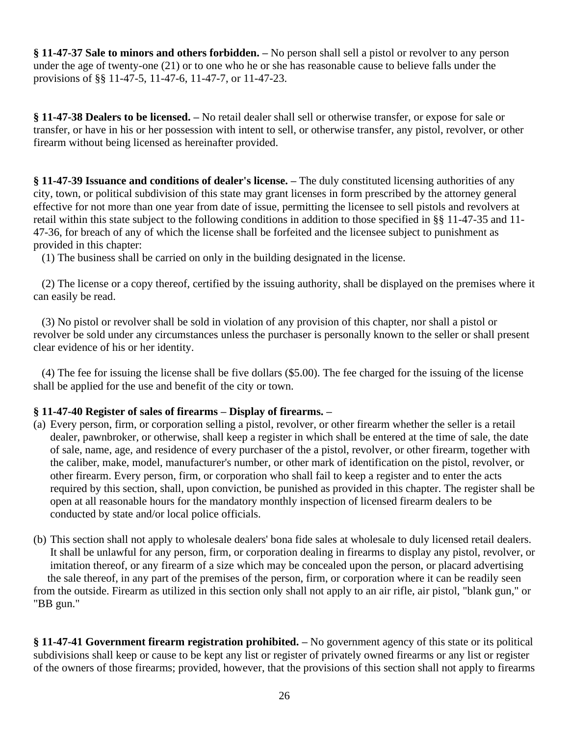**§ 11-47-37 Sale to minors and others forbidden. –** No person shall sell a pistol or revolver to any person under the age of twenty-one (21) or to one who he or she has reasonable cause to believe falls under the provisions of §§ 11-47-5, 11-47-6, 11-47-7, or 11-47-23.

**§ 11-47-38 Dealers to be licensed. –** No retail dealer shall sell or otherwise transfer, or expose for sale or transfer, or have in his or her possession with intent to sell, or otherwise transfer, any pistol, revolver, or other firearm without being licensed as hereinafter provided.

**§ 11-47-39 Issuance and conditions of dealer's license. –** The duly constituted licensing authorities of any city, town, or political subdivision of this state may grant licenses in form prescribed by the attorney general effective for not more than one year from date of issue, permitting the licensee to sell pistols and revolvers at retail within this state subject to the following conditions in addition to those specified in §§ 11-47-35 and 11-47-36, for breach of any of which the license shall be forfeited and the licensee subject to punishment as provided in this chapter:

(1) The business shall be carried on only in the building designated in the license.

(2) The license or a copy thereof, certified by the issuing authority, shall be displayed on the premises where it can easily be read.

(3) No pistol or revolver shall be sold in violation of any provision of this chapter, nor shall a pistol or revolver be sold under any circumstances unless the purchaser is personally known to the seller or shall present clear evidence of his or her identity.

(4) The fee for issuing the license shall be five dollars ($5.00). The fee charged for the issuing of the license shall be applied for the use and benefit of the city or town.

**§ 11-47-40 Register of sales of firearms – Display of firearms. –**

(a) Every person, firm, or corporation selling a pistol, revolver, or other firearm whether the seller is a retail dealer, pawnbroker, or otherwise, shall keep a register in which shall be entered at the time of sale, the date of sale, name, age, and residence of every purchaser of the a pistol, revolver, or other firearm, together with the caliber, make, model, manufacturer's number, or other mark of identification on the pistol, revolver, or other firearm. Every person, firm, or corporation who shall fail to keep a register and to enter the acts required by this section, shall, upon conviction, be punished as provided in this chapter. The register shall be open at all reasonable hours for the mandatory monthly inspection of licensed firearm dealers to be conducted by state and/or local police officials.

(b) This section shall not apply to wholesale dealers' bona fide sales at wholesale to duly licensed retail dealers. It shall be unlawful for any person, firm, or corporation dealing in firearms to display any pistol, revolver, or imitation thereof, or any firearm of a size which may be concealed upon the person, or placard advertising the sale thereof, in any part of the premises of the person, firm, or corporation where it can be readily seen from the outside. Firearm as utilized in this section only shall not apply to an air rifle, air pistol, "blank gun," or "BB gun."

**§ 11-47-41 Government firearm registration prohibited. –** No government agency of this state or its political subdivisions shall keep or cause to be kept any list or register of privately owned firearms or any list or register of the owners of those firearms; provided, however, that the provisions of this section shall not apply to firearms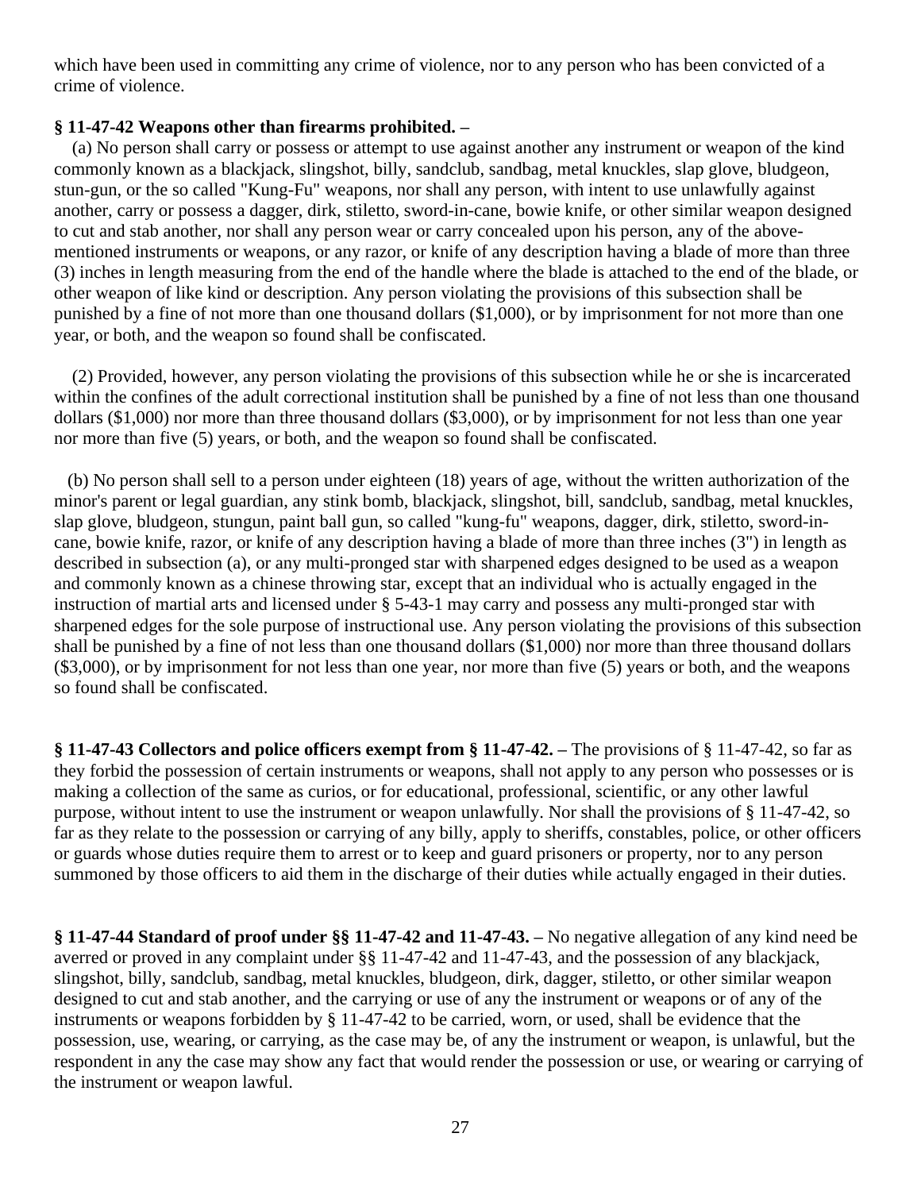which have been used in committing any crime of violence, nor to any person who has been convicted of a crime of violence.

**§ 11-47-42 Weapons other than firearms prohibited. –**

(a) No person shall carry or possess or attempt to use against another any instrument or weapon of the kind commonly known as a blackjack, slingshot, billy, sandclub, sandbag, metal knuckles, slap glove, bludgeon, stun-gun, or the so called "Kung-Fu" weapons, nor shall any person, with intent to use unlawfully against another, carry or possess a dagger, dirk, stiletto, sword-in-cane, bowie knife, or other similar weapon designed to cut and stab another, nor shall any person wear or carry concealed upon his person, any of the above-mentioned instruments or weapons, or any razor, or knife of any description having a blade of more than three (3) inches in length measuring from the end of the handle where the blade is attached to the end of the blade, or other weapon of like kind or description. Any person violating the provisions of this subsection shall be punished by a fine of not more than one thousand dollars ($1,000), or by imprisonment for not more than one year, or both, and the weapon so found shall be confiscated.

(2) Provided, however, any person violating the provisions of this subsection while he or she is incarcerated within the confines of the adult correctional institution shall be punished by a fine of not less than one thousand dollars ($1,000) nor more than three thousand dollars ($3,000), or by imprisonment for not less than one year nor more than five (5) years, or both, and the weapon so found shall be confiscated.

(b) No person shall sell to a person under eighteen (18) years of age, without the written authorization of the minor's parent or legal guardian, any stink bomb, blackjack, slingshot, bill, sandclub, sandbag, metal knuckles, slap glove, bludgeon, stungun, paint ball gun, so called "kung-fu" weapons, dagger, dirk, stiletto, sword-in-cane, bowie knife, razor, or knife of any description having a blade of more than three inches (3") in length as described in subsection (a), or any multi-pronged star with sharpened edges designed to be used as a weapon and commonly known as a chinese throwing star, except that an individual who is actually engaged in the instruction of martial arts and licensed under § 5-43-1 may carry and possess any multi-pronged star with sharpened edges for the sole purpose of instructional use. Any person violating the provisions of this subsection shall be punished by a fine of not less than one thousand dollars ($1,000) nor more than three thousand dollars ($3,000), or by imprisonment for not less than one year, nor more than five (5) years or both, and the weapons so found shall be confiscated.

**§ 11-47-43 Collectors and police officers exempt from § 11-47-42. –** The provisions of § 11-47-42, so far as they forbid the possession of certain instruments or weapons, shall not apply to any person who possesses or is making a collection of the same as curios, or for educational, professional, scientific, or any other lawful purpose, without intent to use the instrument or weapon unlawfully. Nor shall the provisions of § 11-47-42, so far as they relate to the possession or carrying of any billy, apply to sheriffs, constables, police, or other officers or guards whose duties require them to arrest or to keep and guard prisoners or property, nor to any person summoned by those officers to aid them in the discharge of their duties while actually engaged in their duties.

**§ 11-47-44 Standard of proof under §§ 11-47-42 and 11-47-43. –** No negative allegation of any kind need be averred or proved in any complaint under §§ 11-47-42 and 11-47-43, and the possession of any blackjack, slingshot, billy, sandclub, sandbag, metal knuckles, bludgeon, dirk, dagger, stiletto, or other similar weapon designed to cut and stab another, and the carrying or use of any the instrument or weapons or of any of the instruments or weapons forbidden by § 11-47-42 to be carried, worn, or used, shall be evidence that the possession, use, wearing, or carrying, as the case may be, of any the instrument or weapon, is unlawful, but the respondent in any the case may show any fact that would render the possession or use, or wearing or carrying of the instrument or weapon lawful.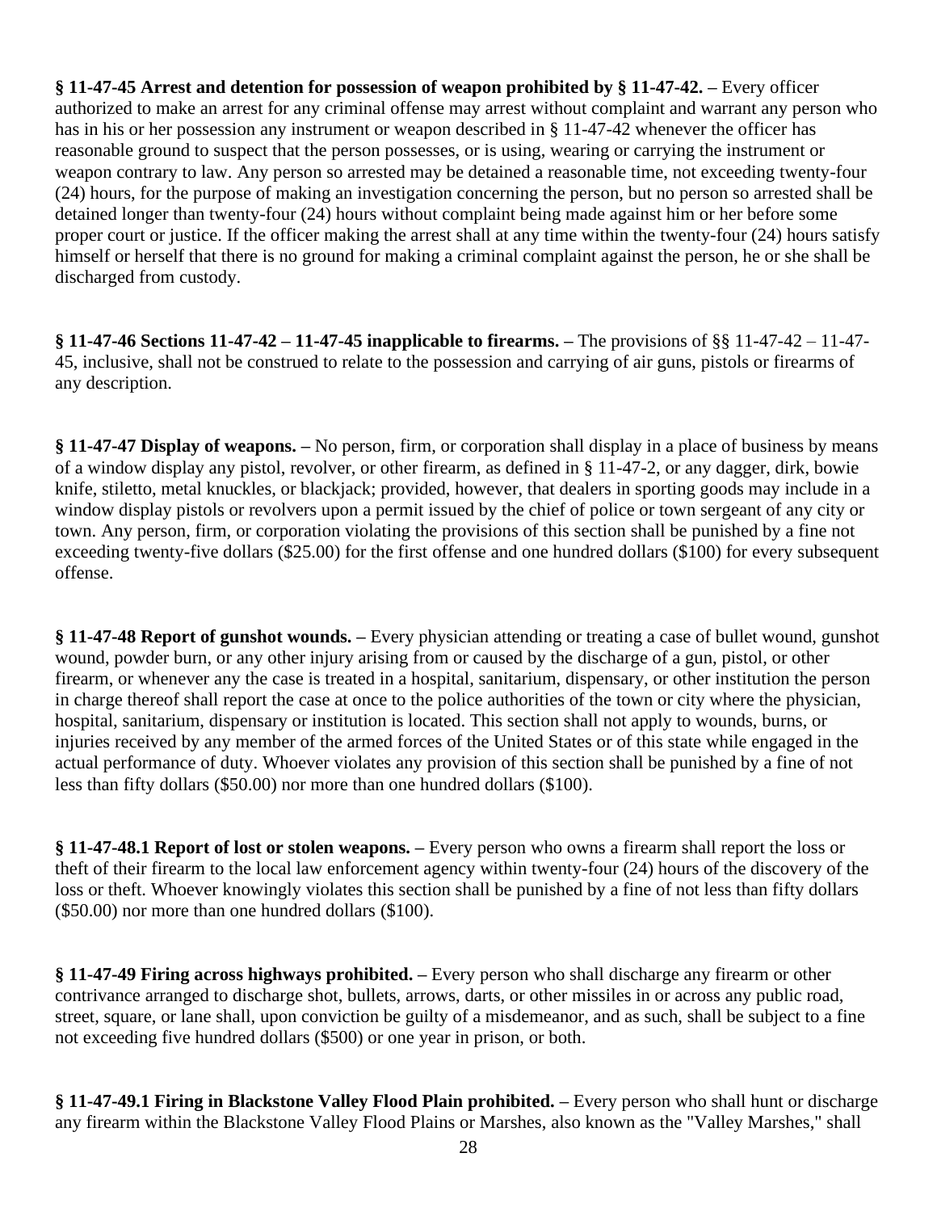**§ 11-47-45 Arrest and detention for possession of weapon prohibited by § 11-47-42. –** Every officer authorized to make an arrest for any criminal offense may arrest without complaint and warrant any person who has in his or her possession any instrument or weapon described in § 11-47-42 whenever the officer has reasonable ground to suspect that the person possesses, or is using, wearing or carrying the instrument or weapon contrary to law. Any person so arrested may be detained a reasonable time, not exceeding twenty-four (24) hours, for the purpose of making an investigation concerning the person, but no person so arrested shall be detained longer than twenty-four (24) hours without complaint being made against him or her before some proper court or justice. If the officer making the arrest shall at any time within the twenty-four (24) hours satisfy himself or herself that there is no ground for making a criminal complaint against the person, he or she shall be discharged from custody.

**§ 11-47-46 Sections 11-47-42 – 11-47-45 inapplicable to firearms. –** The provisions of §§ 11-47-42 – 11-47-45, inclusive, shall not be construed to relate to the possession and carrying of air guns, pistols or firearms of any description.

**§ 11-47-47 Display of weapons. –** No person, firm, or corporation shall display in a place of business by means of a window display any pistol, revolver, or other firearm, as defined in § 11-47-2, or any dagger, dirk, bowie knife, stiletto, metal knuckles, or blackjack; provided, however, that dealers in sporting goods may include in a window display pistols or revolvers upon a permit issued by the chief of police or town sergeant of any city or town. Any person, firm, or corporation violating the provisions of this section shall be punished by a fine not exceeding twenty-five dollars ($25.00) for the first offense and one hundred dollars ($100) for every subsequent offense.

**§ 11-47-48 Report of gunshot wounds. –** Every physician attending or treating a case of bullet wound, gunshot wound, powder burn, or any other injury arising from or caused by the discharge of a gun, pistol, or other firearm, or whenever any the case is treated in a hospital, sanitarium, dispensary, or other institution the person in charge thereof shall report the case at once to the police authorities of the town or city where the physician, hospital, sanitarium, dispensary or institution is located. This section shall not apply to wounds, burns, or injuries received by any member of the armed forces of the United States or of this state while engaged in the actual performance of duty. Whoever violates any provision of this section shall be punished by a fine of not less than fifty dollars ($50.00) nor more than one hundred dollars ($100).

**§ 11-47-48.1 Report of lost or stolen weapons. –** Every person who owns a firearm shall report the loss or theft of their firearm to the local law enforcement agency within twenty-four (24) hours of the discovery of the loss or theft. Whoever knowingly violates this section shall be punished by a fine of not less than fifty dollars ($50.00) nor more than one hundred dollars ($100).

**§ 11-47-49 Firing across highways prohibited. –** Every person who shall discharge any firearm or other contrivance arranged to discharge shot, bullets, arrows, darts, or other missiles in or across any public road, street, square, or lane shall, upon conviction be guilty of a misdemeanor, and as such, shall be subject to a fine not exceeding five hundred dollars ($500) or one year in prison, or both.

**§ 11-47-49.1 Firing in Blackstone Valley Flood Plain prohibited. –** Every person who shall hunt or discharge any firearm within the Blackstone Valley Flood Plains or Marshes, also known as the "Valley Marshes," shall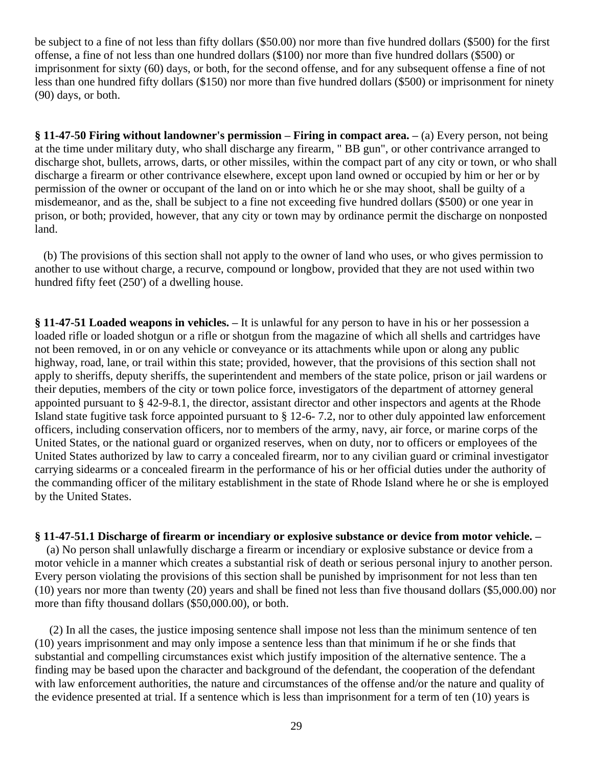be subject to a fine of not less than fifty dollars ($50.00) nor more than five hundred dollars ($500) for the first offense, a fine of not less than one hundred dollars ($100) nor more than five hundred dollars ($500) or imprisonment for sixty (60) days, or both, for the second offense, and for any subsequent offense a fine of not less than one hundred fifty dollars ($150) nor more than five hundred dollars ($500) or imprisonment for ninety (90) days, or both.

**§ 11-47-50 Firing without landowner's permission – Firing in compact area. –** (a) Every person, not being at the time under military duty, who shall discharge any firearm, " BB gun", or other contrivance arranged to discharge shot, bullets, arrows, darts, or other missiles, within the compact part of any city or town, or who shall discharge a firearm or other contrivance elsewhere, except upon land owned or occupied by him or her or by permission of the owner or occupant of the land on or into which he or she may shoot, shall be guilty of a misdemeanor, and as the, shall be subject to a fine not exceeding five hundred dollars ($500) or one year in prison, or both; provided, however, that any city or town may by ordinance permit the discharge on nonposted land.

(b) The provisions of this section shall not apply to the owner of land who uses, or who gives permission to another to use without charge, a recurve, compound or longbow, provided that they are not used within two hundred fifty feet (250') of a dwelling house.

**§ 11-47-51 Loaded weapons in vehicles. –** It is unlawful for any person to have in his or her possession a loaded rifle or loaded shotgun or a rifle or shotgun from the magazine of which all shells and cartridges have not been removed, in or on any vehicle or conveyance or its attachments while upon or along any public highway, road, lane, or trail within this state; provided, however, that the provisions of this section shall not apply to sheriffs, deputy sheriffs, the superintendent and members of the state police, prison or jail wardens or their deputies, members of the city or town police force, investigators of the department of attorney general appointed pursuant to § 42-9-8.1, the director, assistant director and other inspectors and agents at the Rhode Island state fugitive task force appointed pursuant to § 12-6- 7.2, nor to other duly appointed law enforcement officers, including conservation officers, nor to members of the army, navy, air force, or marine corps of the United States, or the national guard or organized reserves, when on duty, nor to officers or employees of the United States authorized by law to carry a concealed firearm, nor to any civilian guard or criminal investigator carrying sidearms or a concealed firearm in the performance of his or her official duties under the authority of the commanding officer of the military establishment in the state of Rhode Island where he or she is employed by the United States.

**§ 11-47-51.1 Discharge of firearm or incendiary or explosive substance or device from motor vehicle. –**

(a) No person shall unlawfully discharge a firearm or incendiary or explosive substance or device from a motor vehicle in a manner which creates a substantial risk of death or serious personal injury to another person. Every person violating the provisions of this section shall be punished by imprisonment for not less than ten (10) years nor more than twenty (20) years and shall be fined not less than five thousand dollars ($5,000.00) nor more than fifty thousand dollars ($50,000.00), or both.

(2) In all the cases, the justice imposing sentence shall impose not less than the minimum sentence of ten (10) years imprisonment and may only impose a sentence less than that minimum if he or she finds that substantial and compelling circumstances exist which justify imposition of the alternative sentence. The a finding may be based upon the character and background of the defendant, the cooperation of the defendant with law enforcement authorities, the nature and circumstances of the offense and/or the nature and quality of the evidence presented at trial. If a sentence which is less than imprisonment for a term of ten (10) years is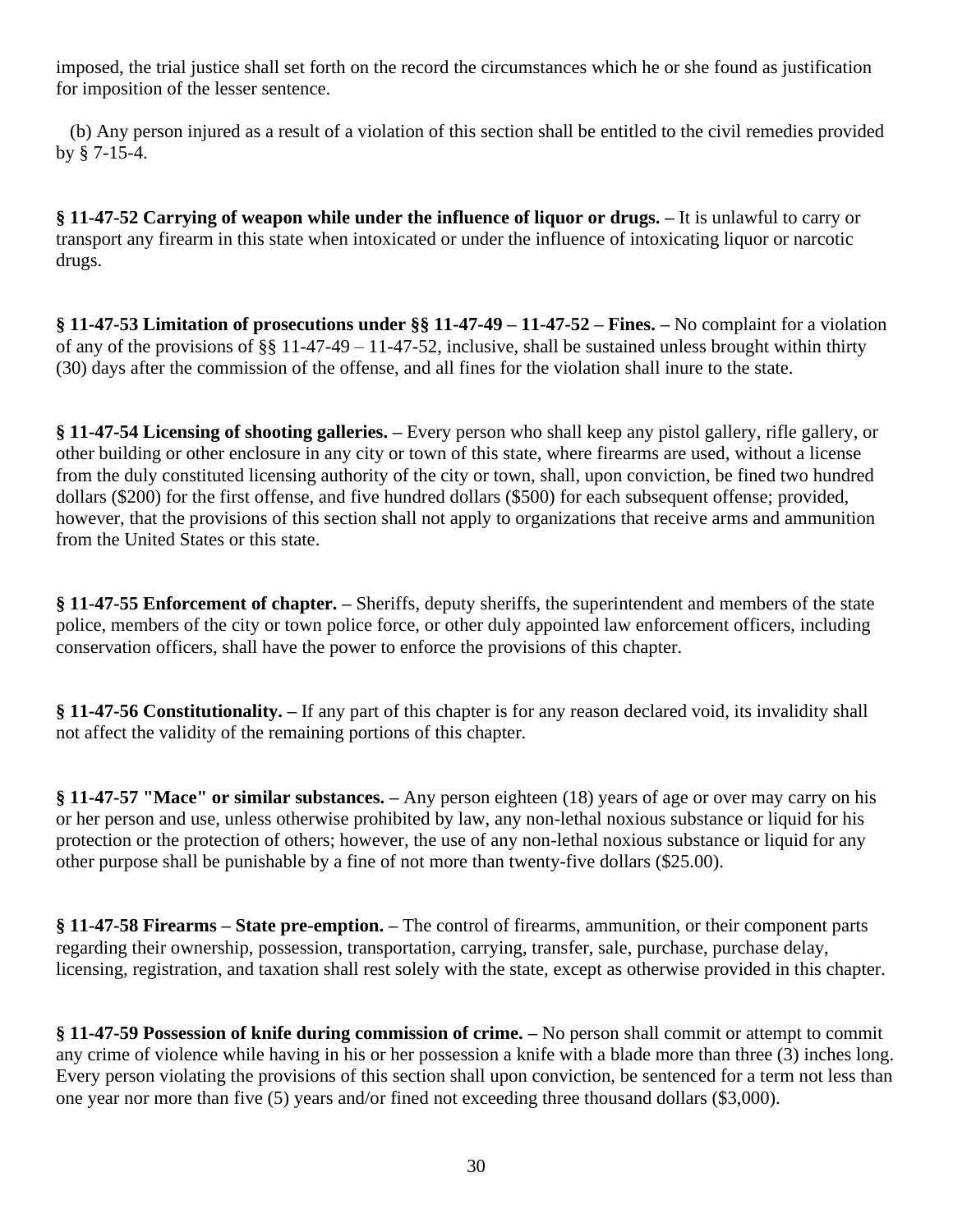imposed, the trial justice shall set forth on the record the circumstances which he or she found as justification for imposition of the lesser sentence.

(b) Any person injured as a result of a violation of this section shall be entitled to the civil remedies provided by § 7-15-4.

**§ 11-47-52 Carrying of weapon while under the influence of liquor or drugs. –** It is unlawful to carry or transport any firearm in this state when intoxicated or under the influence of intoxicating liquor or narcotic drugs.

**§ 11-47-53 Limitation of prosecutions under §§ 11-47-49 – 11-47-52 – Fines. –** No complaint for a violation of any of the provisions of §§ 11-47-49 – 11-47-52, inclusive, shall be sustained unless brought within thirty (30) days after the commission of the offense, and all fines for the violation shall inure to the state.

**§ 11-47-54 Licensing of shooting galleries. –** Every person who shall keep any pistol gallery, rifle gallery, or other building or other enclosure in any city or town of this state, where firearms are used, without a license from the duly constituted licensing authority of the city or town, shall, upon conviction, be fined two hundred dollars ($200) for the first offense, and five hundred dollars ($500) for each subsequent offense; provided, however, that the provisions of this section shall not apply to organizations that receive arms and ammunition from the United States or this state.

**§ 11-47-55 Enforcement of chapter. –** Sheriffs, deputy sheriffs, the superintendent and members of the state police, members of the city or town police force, or other duly appointed law enforcement officers, including conservation officers, shall have the power to enforce the provisions of this chapter.

**§ 11-47-56 Constitutionality. –** If any part of this chapter is for any reason declared void, its invalidity shall not affect the validity of the remaining portions of this chapter.

**§ 11-47-57 "Mace" or similar substances. –** Any person eighteen (18) years of age or over may carry on his or her person and use, unless otherwise prohibited by law, any non-lethal noxious substance or liquid for his protection or the protection of others; however, the use of any non-lethal noxious substance or liquid for any other purpose shall be punishable by a fine of not more than twenty-five dollars ($25.00).

**§ 11-47-58 Firearms – State pre-emption. –** The control of firearms, ammunition, or their component parts regarding their ownership, possession, transportation, carrying, transfer, sale, purchase, purchase delay, licensing, registration, and taxation shall rest solely with the state, except as otherwise provided in this chapter.

**§ 11-47-59 Possession of knife during commission of crime. –** No person shall commit or attempt to commit any crime of violence while having in his or her possession a knife with a blade more than three (3) inches long. Every person violating the provisions of this section shall upon conviction, be sentenced for a term not less than one year nor more than five (5) years and/or fined not exceeding three thousand dollars ($3,000).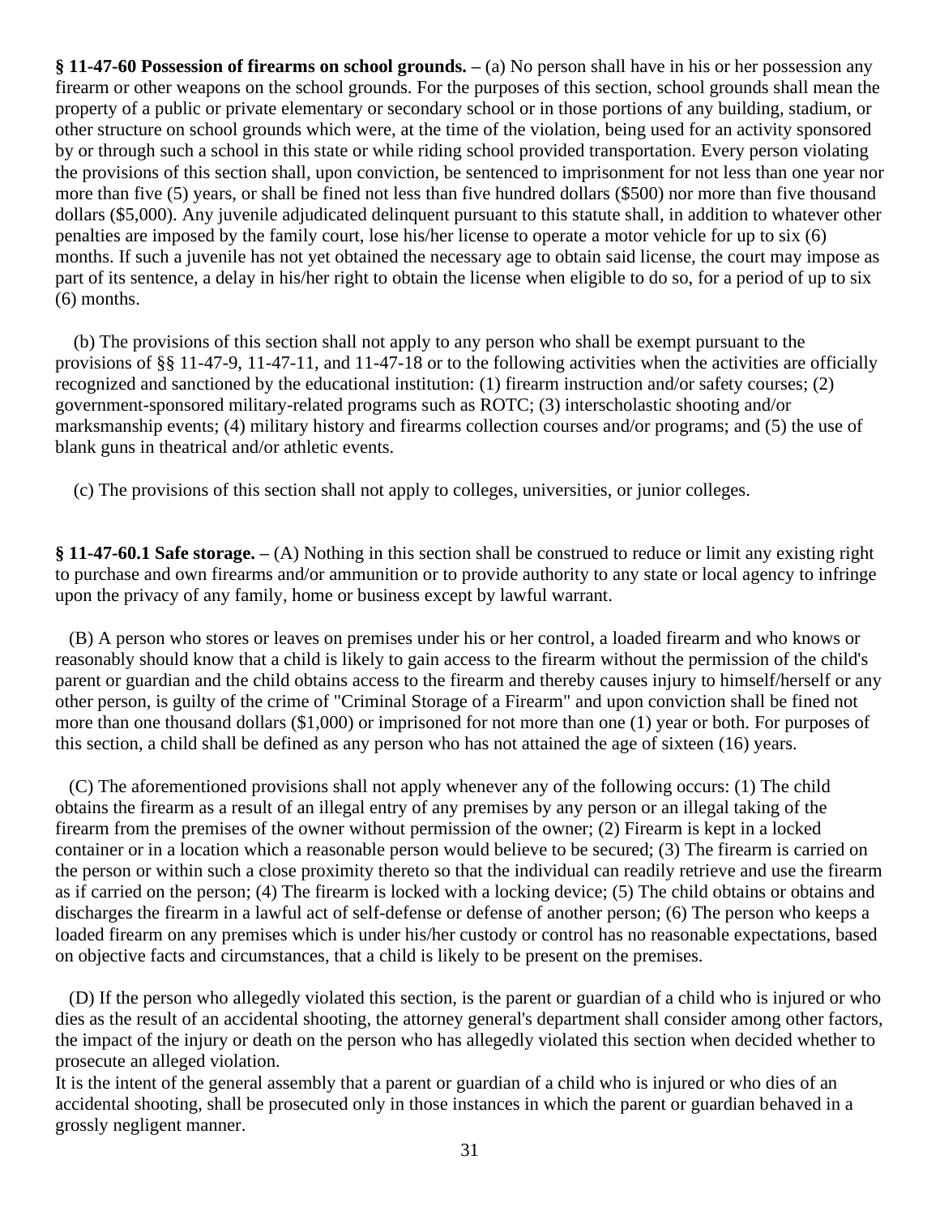**§ 11-47-60 Possession of firearms on school grounds. –** (a) No person shall have in his or her possession any firearm or other weapons on the school grounds. For the purposes of this section, school grounds shall mean the property of a public or private elementary or secondary school or in those portions of any building, stadium, or other structure on school grounds which were, at the time of the violation, being used for an activity sponsored by or through such a school in this state or while riding school provided transportation. Every person violating the provisions of this section shall, upon conviction, be sentenced to imprisonment for not less than one year nor more than five (5) years, or shall be fined not less than five hundred dollars ($500) nor more than five thousand dollars ($5,000). Any juvenile adjudicated delinquent pursuant to this statute shall, in addition to whatever other penalties are imposed by the family court, lose his/her license to operate a motor vehicle for up to six (6) months. If such a juvenile has not yet obtained the necessary age to obtain said license, the court may impose as part of its sentence, a delay in his/her right to obtain the license when eligible to do so, for a period of up to six (6) months.

(b) The provisions of this section shall not apply to any person who shall be exempt pursuant to the provisions of §§ 11-47-9, 11-47-11, and 11-47-18 or to the following activities when the activities are officially recognized and sanctioned by the educational institution: (1) firearm instruction and/or safety courses; (2) government-sponsored military-related programs such as ROTC; (3) interscholastic shooting and/or marksmanship events; (4) military history and firearms collection courses and/or programs; and (5) the use of blank guns in theatrical and/or athletic events.

(c) The provisions of this section shall not apply to colleges, universities, or junior colleges.

**§ 11-47-60.1 Safe storage. –** (A) Nothing in this section shall be construed to reduce or limit any existing right to purchase and own firearms and/or ammunition or to provide authority to any state or local agency to infringe upon the privacy of any family, home or business except by lawful warrant.

(B) A person who stores or leaves on premises under his or her control, a loaded firearm and who knows or reasonably should know that a child is likely to gain access to the firearm without the permission of the child's parent or guardian and the child obtains access to the firearm and thereby causes injury to himself/herself or any other person, is guilty of the crime of "Criminal Storage of a Firearm" and upon conviction shall be fined not more than one thousand dollars ($1,000) or imprisoned for not more than one (1) year or both. For purposes of this section, a child shall be defined as any person who has not attained the age of sixteen (16) years.

(C) The aforementioned provisions shall not apply whenever any of the following occurs: (1) The child obtains the firearm as a result of an illegal entry of any premises by any person or an illegal taking of the firearm from the premises of the owner without permission of the owner; (2) Firearm is kept in a locked container or in a location which a reasonable person would believe to be secured; (3) The firearm is carried on the person or within such a close proximity thereto so that the individual can readily retrieve and use the firearm as if carried on the person; (4) The firearm is locked with a locking device; (5) The child obtains or obtains and discharges the firearm in a lawful act of self-defense or defense of another person; (6) The person who keeps a loaded firearm on any premises which is under his/her custody or control has no reasonable expectations, based on objective facts and circumstances, that a child is likely to be present on the premises.

(D) If the person who allegedly violated this section, is the parent or guardian of a child who is injured or who dies as the result of an accidental shooting, the attorney general's department shall consider among other factors, the impact of the injury or death on the person who has allegedly violated this section when decided whether to prosecute an alleged violation.
It is the intent of the general assembly that a parent or guardian of a child who is injured or who dies of an accidental shooting, shall be prosecuted only in those instances in which the parent or guardian behaved in a grossly negligent manner.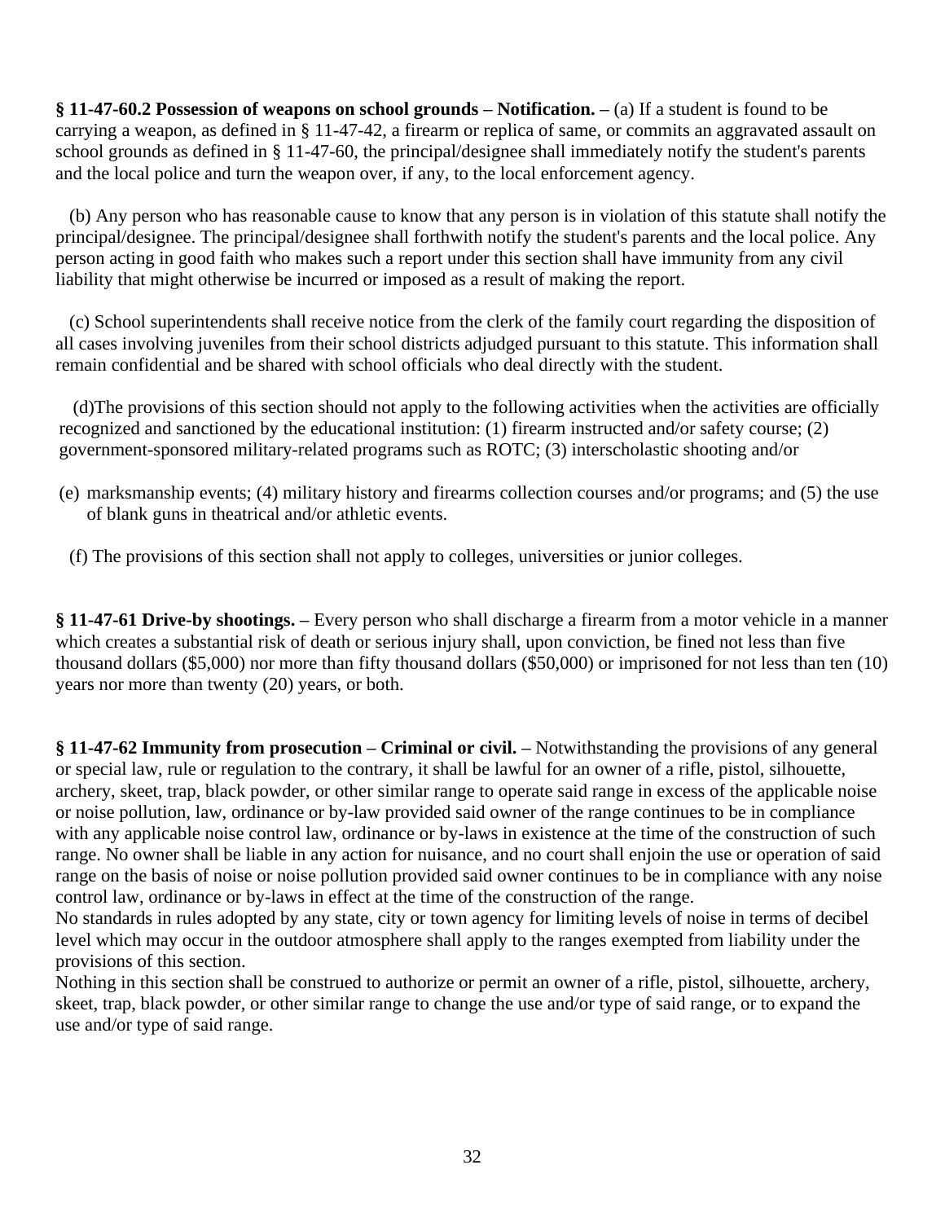**§ 11-47-60.2 Possession of weapons on school grounds – Notification. –** (a) If a student is found to be carrying a weapon, as defined in § 11-47-42, a firearm or replica of same, or commits an aggravated assault on school grounds as defined in § 11-47-60, the principal/designee shall immediately notify the student's parents and the local police and turn the weapon over, if any, to the local enforcement agency.

(b) Any person who has reasonable cause to know that any person is in violation of this statute shall notify the principal/designee. The principal/designee shall forthwith notify the student's parents and the local police. Any person acting in good faith who makes such a report under this section shall have immunity from any civil liability that might otherwise be incurred or imposed as a result of making the report.

(c) School superintendents shall receive notice from the clerk of the family court regarding the disposition of all cases involving juveniles from their school districts adjudged pursuant to this statute. This information shall remain confidential and be shared with school officials who deal directly with the student.

(d)The provisions of this section should not apply to the following activities when the activities are officially recognized and sanctioned by the educational institution: (1) firearm instructed and/or safety course; (2) government-sponsored military-related programs such as ROTC; (3) interscholastic shooting and/or

(e) marksmanship events; (4) military history and firearms collection courses and/or programs; and (5) the use of blank guns in theatrical and/or athletic events.

(f) The provisions of this section shall not apply to colleges, universities or junior colleges.

**§ 11-47-61 Drive-by shootings. –** Every person who shall discharge a firearm from a motor vehicle in a manner which creates a substantial risk of death or serious injury shall, upon conviction, be fined not less than five thousand dollars ($5,000) nor more than fifty thousand dollars ($50,000) or imprisoned for not less than ten (10) years nor more than twenty (20) years, or both.

**§ 11-47-62 Immunity from prosecution – Criminal or civil. –** Notwithstanding the provisions of any general or special law, rule or regulation to the contrary, it shall be lawful for an owner of a rifle, pistol, silhouette, archery, skeet, trap, black powder, or other similar range to operate said range in excess of the applicable noise or noise pollution, law, ordinance or by-law provided said owner of the range continues to be in compliance with any applicable noise control law, ordinance or by-laws in existence at the time of the construction of such range. No owner shall be liable in any action for nuisance, and no court shall enjoin the use or operation of said range on the basis of noise or noise pollution provided said owner continues to be in compliance with any noise control law, ordinance or by-laws in effect at the time of the construction of the range.

No standards in rules adopted by any state, city or town agency for limiting levels of noise in terms of decibel level which may occur in the outdoor atmosphere shall apply to the ranges exempted from liability under the provisions of this section.

Nothing in this section shall be construed to authorize or permit an owner of a rifle, pistol, silhouette, archery, skeet, trap, black powder, or other similar range to change the use and/or type of said range, or to expand the use and/or type of said range.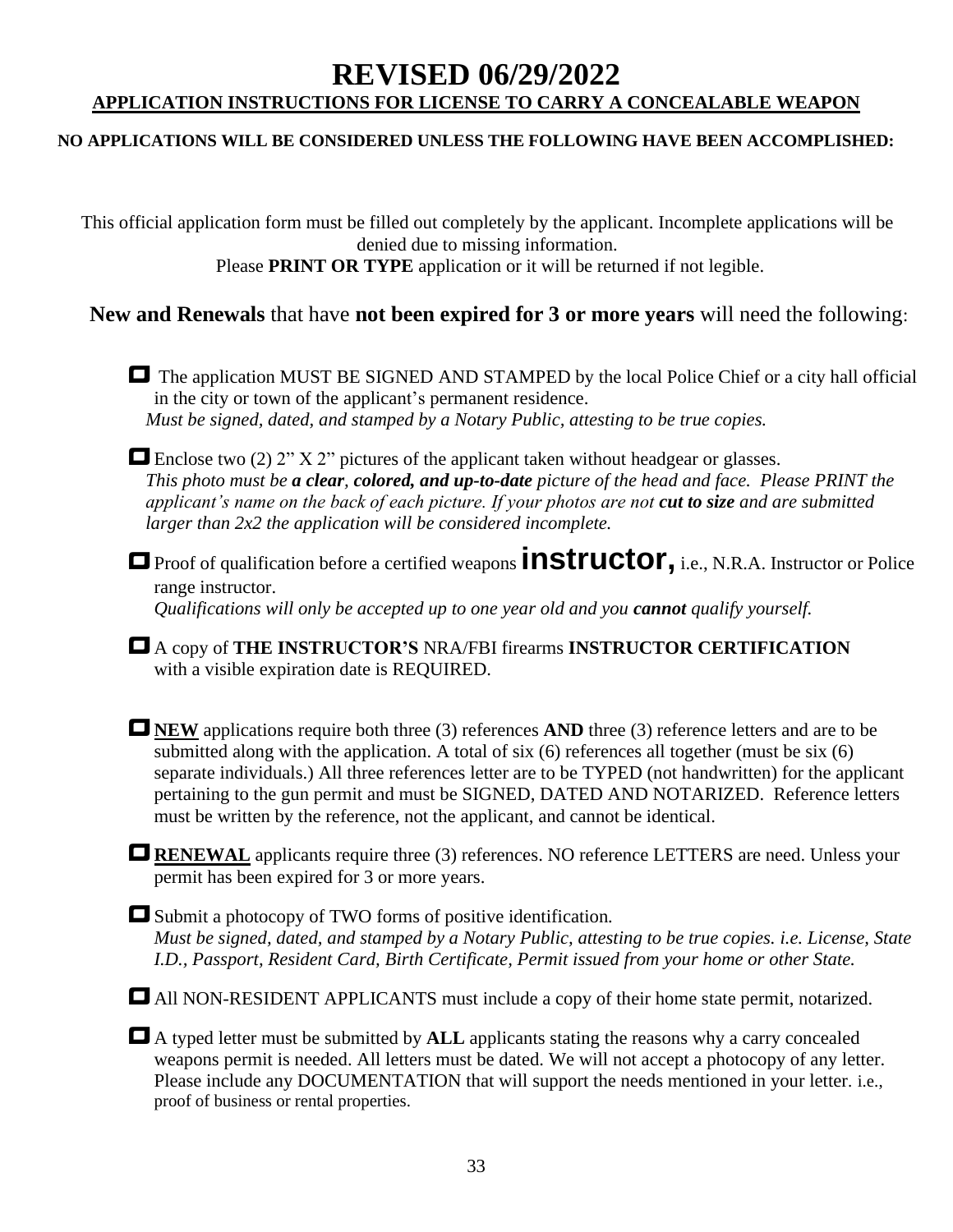# REVISED 06/29/2022

## APPLICATION INSTRUCTIONS FOR LICENSE TO CARRY A CONCEALABLE WEAPON

**NO APPLICATIONS WILL BE CONSIDERED UNLESS THE FOLLOWING HAVE BEEN ACCOMPLISHED:**

This official application form must be filled out completely by the applicant. Incomplete applications will be denied due to missing information.
Please **PRINT OR TYPE** application or it will be returned if not legible.

**New and Renewals** that have **not been expired for 3 or more years** will need the following:

- ☐ The application MUST BE SIGNED AND STAMPED by the local Police Chief or a city hall official in the city or town of the applicant's permanent residence.
  *Must be signed, dated, and stamped by a Notary Public, attesting to be true copies.*

- ☐ Enclose two (2) 2" X 2" pictures of the applicant taken without headgear or glasses.
  *This photo must be **a clear**, **colored, and up-to-date** picture of the head and face. Please PRINT the applicant's name on the back of each picture. If your photos are not **cut to size** and are submitted larger than 2x2 the application will be considered incomplete.*

- ☐ Proof of qualification before a certified weapons **instructor,** i.e., N.R.A. Instructor or Police range instructor.
  *Qualifications will only be accepted up to one year old and you **cannot** qualify yourself.*

- ☐ A copy of **THE INSTRUCTOR'S** NRA/FBI firearms **INSTRUCTOR CERTIFICATION** with a visible expiration date is REQUIRED.

- ☐ **NEW** applications require both three (3) references **AND** three (3) reference letters and are to be submitted along with the application. A total of six (6) references all together (must be six (6) separate individuals.) All three references letter are to be TYPED (not handwritten) for the applicant pertaining to the gun permit and must be SIGNED, DATED AND NOTARIZED. Reference letters must be written by the reference, not the applicant, and cannot be identical.

- ☐ **RENEWAL** applicants require three (3) references. NO reference LETTERS are need. Unless your permit has been expired for 3 or more years.

- ☐ Submit a photocopy of TWO forms of positive identification.
  *Must be signed, dated, and stamped by a Notary Public, attesting to be true copies. i.e. License, State I.D., Passport, Resident Card, Birth Certificate, Permit issued from your home or other State.*

- ☐ All NON-RESIDENT APPLICANTS must include a copy of their home state permit, notarized.

- ☐ A typed letter must be submitted by **ALL** applicants stating the reasons why a carry concealed weapons permit is needed. All letters must be dated. We will not accept a photocopy of any letter. Please include any DOCUMENTATION that will support the needs mentioned in your letter. i.e., proof of business or rental properties.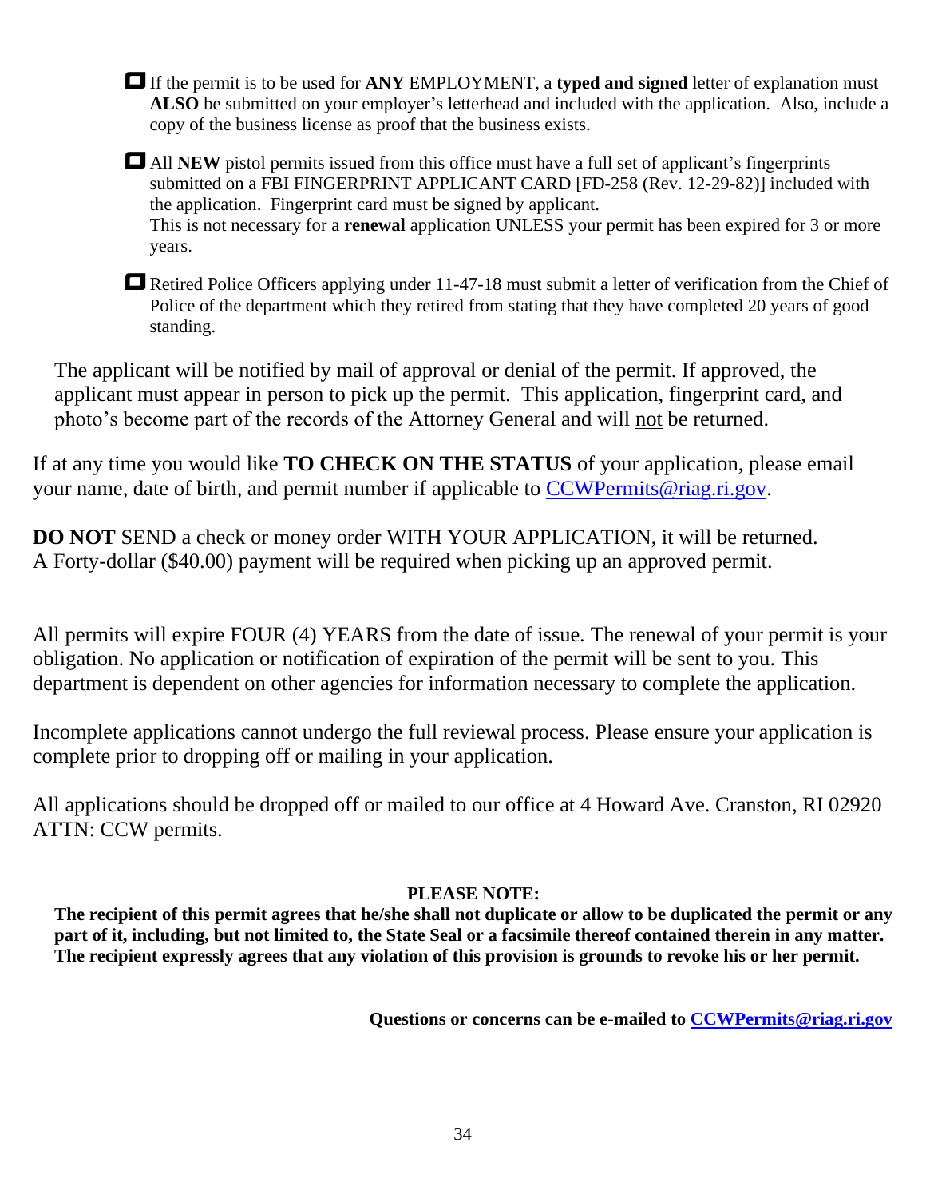- ☐ If the permit is to be used for **ANY** EMPLOYMENT, a **typed and signed** letter of explanation must **ALSO** be submitted on your employer's letterhead and included with the application. Also, include a copy of the business license as proof that the business exists.

- ☐ All **NEW** pistol permits issued from this office must have a full set of applicant's fingerprints submitted on a FBI FINGERPRINT APPLICANT CARD [FD-258 (Rev. 12-29-82)] included with the application. Fingerprint card must be signed by applicant.
  This is not necessary for a **renewal** application UNLESS your permit has been expired for 3 or more years.

- ☐ Retired Police Officers applying under 11-47-18 must submit a letter of verification from the Chief of Police of the department which they retired from stating that they have completed 20 years of good standing.

The applicant will be notified by mail of approval or denial of the permit. If approved, the applicant must appear in person to pick up the permit. This application, fingerprint card, and photo's become part of the records of the Attorney General and will <u>not</u> be returned.

If at any time you would like **TO CHECK ON THE STATUS** of your application, please email your name, date of birth, and permit number if applicable to CCWPermits@riag.ri.gov.

**DO NOT** SEND a check or money order WITH YOUR APPLICATION, it will be returned. A Forty-dollar ($40.00) payment will be required when picking up an approved permit.

All permits will expire FOUR (4) YEARS from the date of issue. The renewal of your permit is your obligation. No application or notification of expiration of the permit will be sent to you. This department is dependent on other agencies for information necessary to complete the application.

Incomplete applications cannot undergo the full reviewal process. Please ensure your application is complete prior to dropping off or mailing in your application.

All applications should be dropped off or mailed to our office at 4 Howard Ave. Cranston, RI 02920 ATTN: CCW permits.

**PLEASE NOTE:**

**The recipient of this permit agrees that he/she shall not duplicate or allow to be duplicated the permit or any part of it, including, but not limited to, the State Seal or a facsimile thereof contained therein in any matter. The recipient expressly agrees that any violation of this provision is grounds to revoke his or her permit.**

**Questions or concerns can be e-mailed to CCWPermits@riag.ri.gov**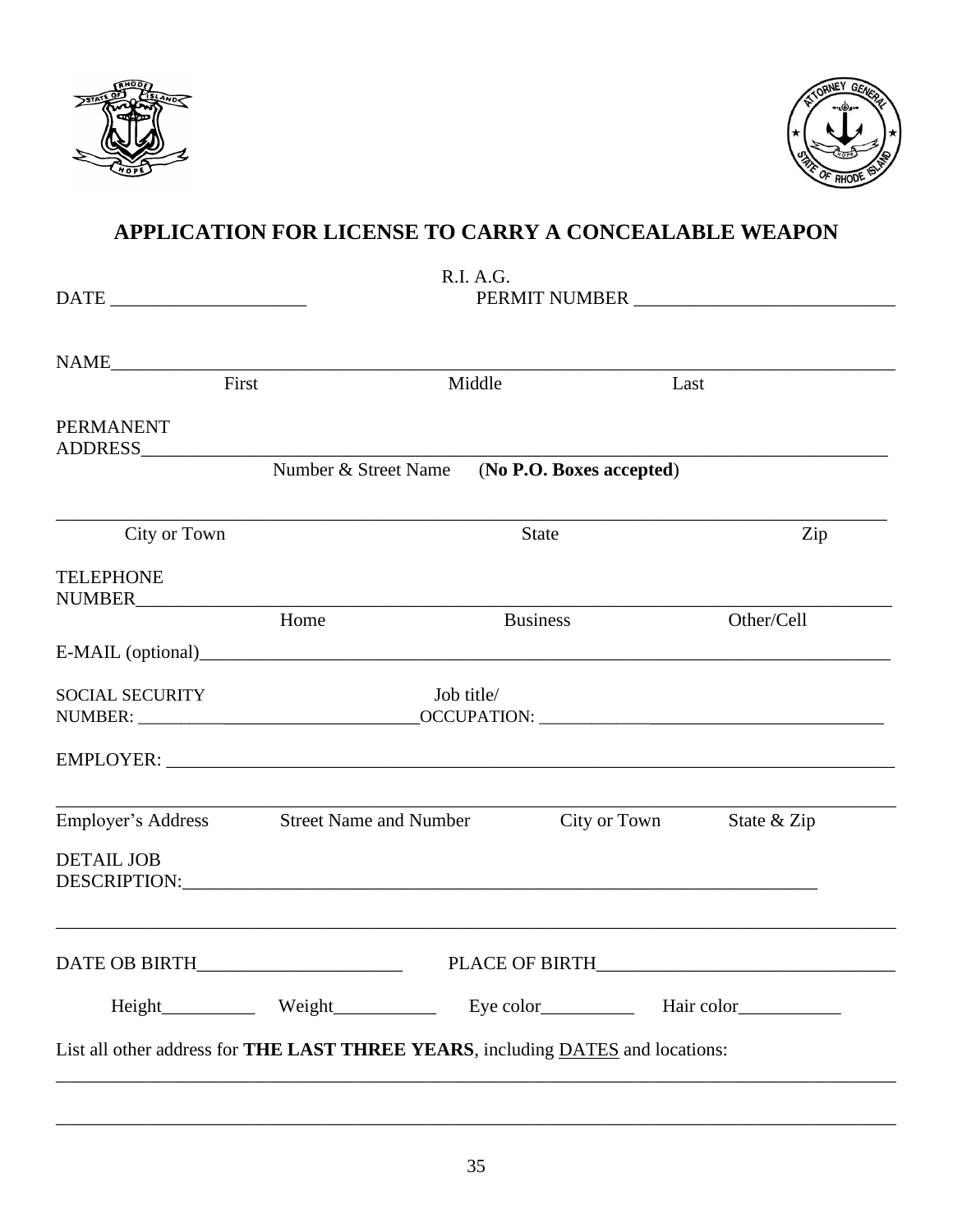# APPLICATION FOR LICENSE TO CARRY A CONCEALABLE WEAPON

DATE ____________________ R.I. A.G. PERMIT NUMBER ___________________________

NAME___________________________________________________________________________

First Middle Last

PERMANENT ADDRESS______________________________________________________________

Number & Street Name (**No P.O. Boxes accepted**)

_______________________________________________________________________________

City or Town State Zip

TELEPHONE NUMBER_______________________________________________________________

Home Business Other/Cell

E-MAIL (optional)______________________________________________________________

SOCIAL SECURITY NUMBER: ______________________________ Job title/ OCCUPATION: ______________________________

EMPLOYER: _____________________________________________________________________

_______________________________________________________________________________

Employer's Address Street Name and Number City or Town State & Zip

DETAIL JOB DESCRIPTION:________________________________________________________

_______________________________________________________________________________

DATE OB BIRTH_____________________ PLACE OF BIRTH______________________________

Height__________ Weight__________ Eye color__________ Hair color__________

List all other address for **THE LAST THREE YEARS**, including DATES and locations:

_______________________________________________________________________________

_______________________________________________________________________________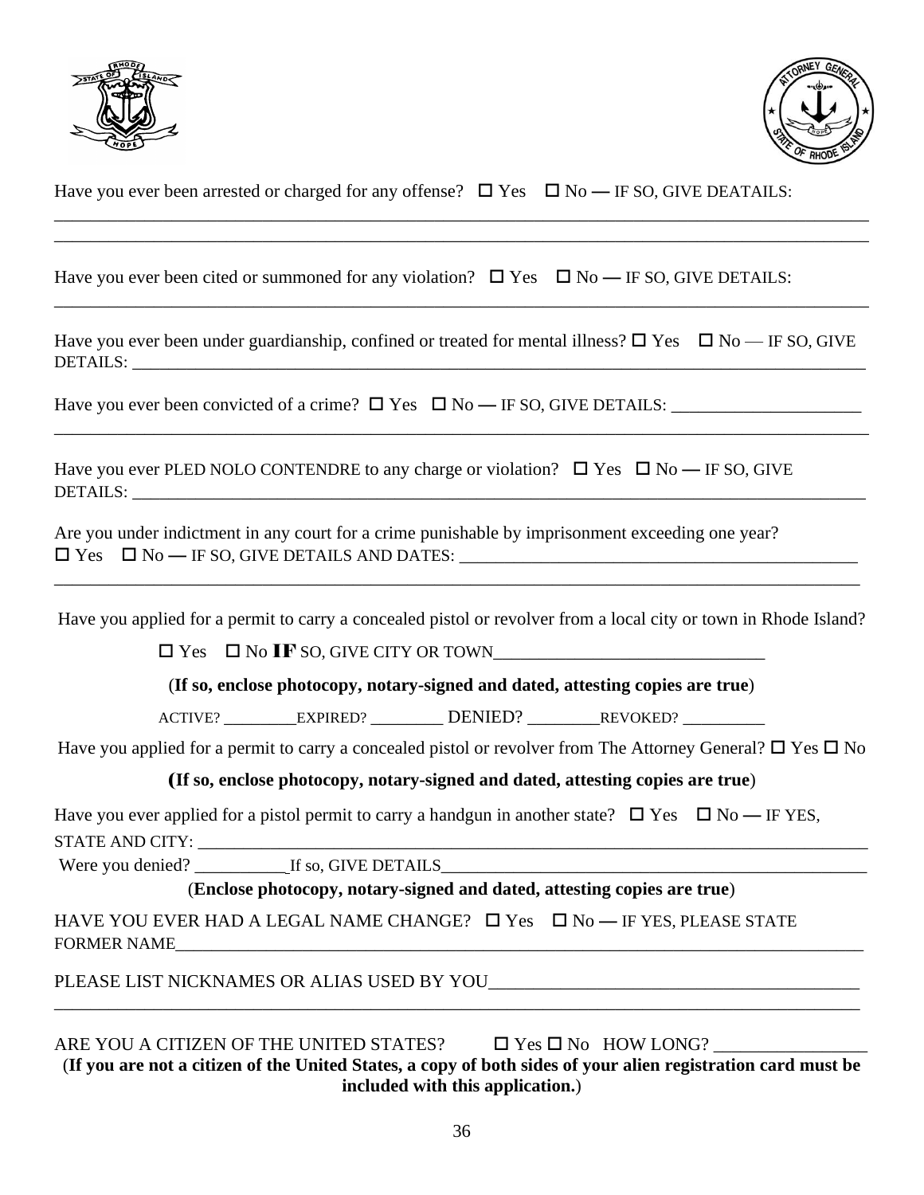Have you ever been arrested or charged for any offense? ☐ Yes ☐ No — IF SO, GIVE DEATAILS:

_______________________________________________________________________________________

_______________________________________________________________________________________

Have you ever been cited or summoned for any violation? ☐ Yes ☐ No — IF SO, GIVE DETAILS:

_______________________________________________________________________________________

Have you ever been under guardianship, confined or treated for mental illness? ☐ Yes ☐ No — IF SO, GIVE DETAILS: _______________________________________________________________________

Have you ever been convicted of a crime? ☐ Yes ☐ No — IF SO, GIVE DETAILS: ____________________

_______________________________________________________________________________________

Have you ever PLED NOLO CONTENDRE to any charge or violation? ☐ Yes ☐ No — IF SO, GIVE DETAILS: _______________________________________________________________________

Are you under indictment in any court for a crime punishable by imprisonment exceeding one year?
☐ Yes ☐ No — IF SO, GIVE DETAILS AND DATES: ___________________________________________

_______________________________________________________________________________________

Have you applied for a permit to carry a concealed pistol or revolver from a local city or town in Rhode Island?

☐ Yes ☐ No **IF** SO, GIVE CITY OR TOWN_____________________________

(**If so, enclose photocopy, notary-signed and dated, attesting copies are true**)

ACTIVE? ________EXPIRED? ________ DENIED? ________REVOKED? _________

Have you applied for a permit to carry a concealed pistol or revolver from The Attorney General? ☐ Yes ☐ No

(**If so, enclose photocopy, notary-signed and dated, attesting copies are true**)

Have you ever applied for a pistol permit to carry a handgun in another state? ☐ Yes ☐ No — IF YES, STATE AND CITY: _______________________________________________________________

Were you denied? __________If so, GIVE DETAILS_____________________________________________

(**Enclose photocopy, notary-signed and dated, attesting copies are true**)

HAVE YOU EVER HAD A LEGAL NAME CHANGE? ☐ Yes ☐ No — IF YES, PLEASE STATE FORMER NAME_______________________________________________________________________

PLEASE LIST NICKNAMES OR ALIAS USED BY YOU___________________________________

_______________________________________________________________________________________

ARE YOU A CITIZEN OF THE UNITED STATES? ☐ Yes ☐ No HOW LONG? ________________

(**If you are not a citizen of the United States, a copy of both sides of your alien registration card must be included with this application.**)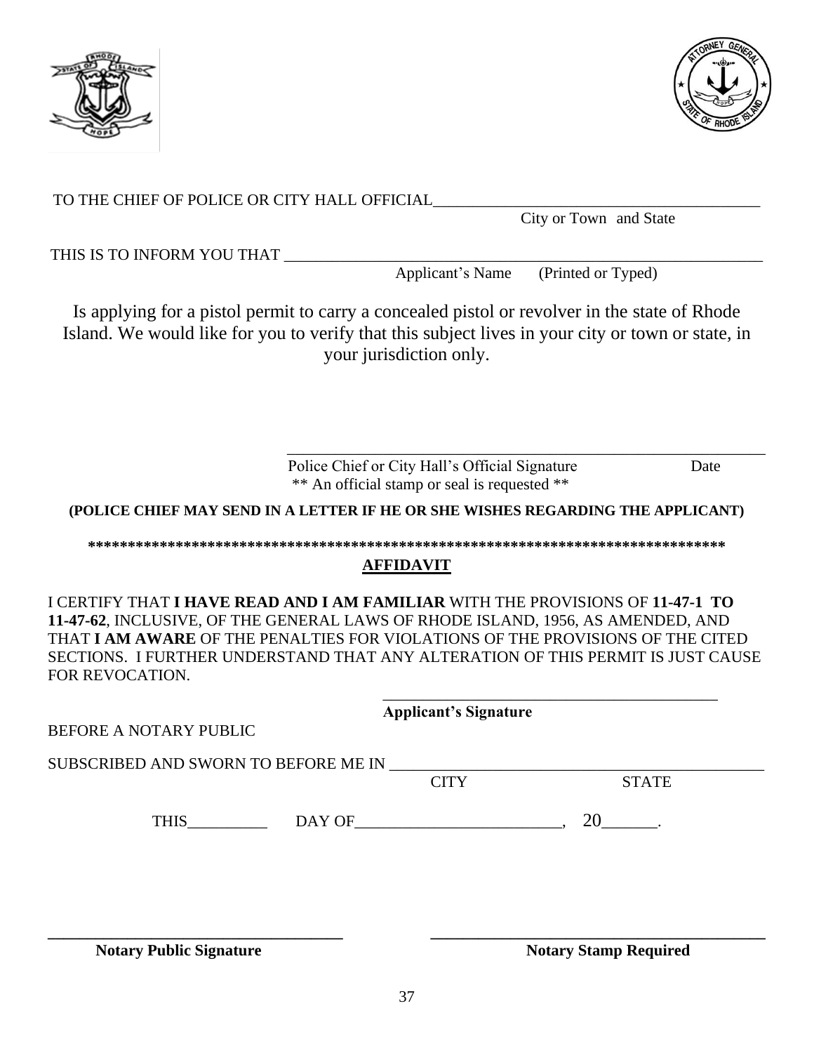TO THE CHIEF OF POLICE OR CITY HALL OFFICIAL_________________________________________

City or Town and State

THIS IS TO INFORM YOU THAT ___________________________________________________________

Applicant's Name (Printed or Typed)

Is applying for a pistol permit to carry a concealed pistol or revolver in the state of Rhode Island. We would like for you to verify that this subject lives in your city or town or state, in your jurisdiction only.

___________________________________________________________

Police Chief or City Hall's Official Signature Date

** An official stamp or seal is requested **

**(POLICE CHIEF MAY SEND IN A LETTER IF HE OR SHE WISHES REGARDING THE APPLICANT)**

**********************************************************************************

## AFFIDAVIT

I CERTIFY THAT **I HAVE READ AND I AM FAMILIAR** WITH THE PROVISIONS OF **11-47-1 TO 11-47-62**, INCLUSIVE, OF THE GENERAL LAWS OF RHODE ISLAND, 1956, AS AMENDED, AND THAT **I AM AWARE** OF THE PENALTIES FOR VIOLATIONS OF THE PROVISIONS OF THE CITED SECTIONS. I FURTHER UNDERSTAND THAT ANY ALTERATION OF THIS PERMIT IS JUST CAUSE FOR REVOCATION.

___________________________________________

**Applicant's Signature**

BEFORE A NOTARY PUBLIC

SUBSCRIBED AND SWORN TO BEFORE ME IN _____________________________________________

CITY STATE

THIS__________ DAY OF________________________, 20______.

___________________________________ ___________________________________________

**Notary Public Signature** **Notary Stamp Required**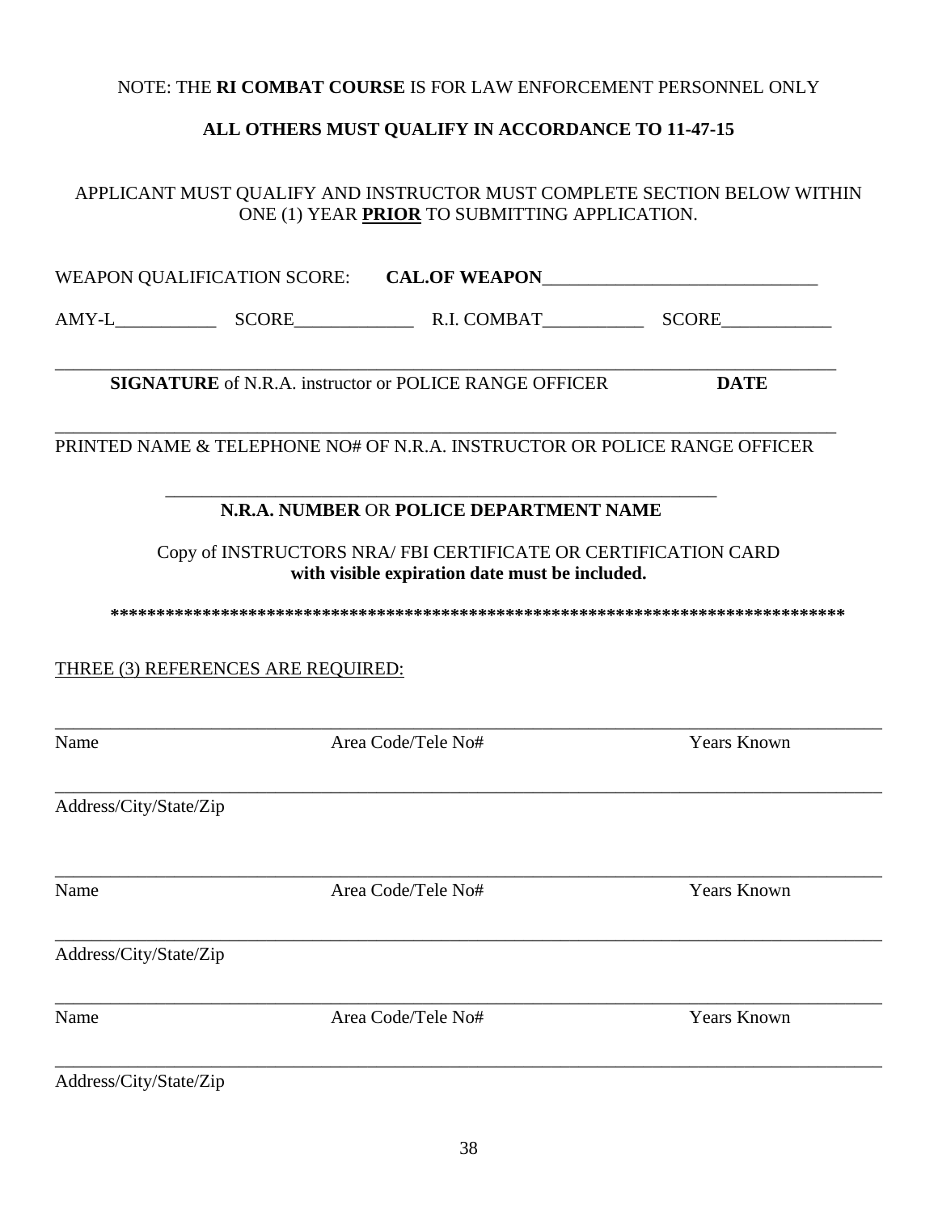NOTE: THE **RI COMBAT COURSE** IS FOR LAW ENFORCEMENT PERSONNEL ONLY

**ALL OTHERS MUST QUALIFY IN ACCORDANCE TO 11-47-15**

APPLICANT MUST QUALIFY AND INSTRUCTOR MUST COMPLETE SECTION BELOW WITHIN ONE (1) YEAR **PRIOR** TO SUBMITTING APPLICATION.

WEAPON QUALIFICATION SCORE: **CAL.OF WEAPON**______________________________

AMY-L___________ SCORE_____________ R.I. COMBAT___________ SCORE____________

_____________________________________________________________________________

**SIGNATURE** of N.R.A. instructor or POLICE RANGE OFFICER **DATE**

_____________________________________________________________________________

PRINTED NAME & TELEPHONE NO# OF N.R.A. INSTRUCTOR OR POLICE RANGE OFFICER

___________________________________________________________

**N.R.A. NUMBER** OR **POLICE DEPARTMENT NAME**

Copy of INSTRUCTORS NRA/ FBI CERTIFICATE OR CERTIFICATION CARD **with visible expiration date must be included.**

**********************************************************************************

THREE (3) REFERENCES ARE REQUIRED:

_____________________________________________________________________________

Name Area Code/Tele No# Years Known

_____________________________________________________________________________

Address/City/State/Zip

_____________________________________________________________________________

Name Area Code/Tele No# Years Known

_____________________________________________________________________________

Address/City/State/Zip

_____________________________________________________________________________

Name Area Code/Tele No# Years Known

_____________________________________________________________________________

Address/City/State/Zip